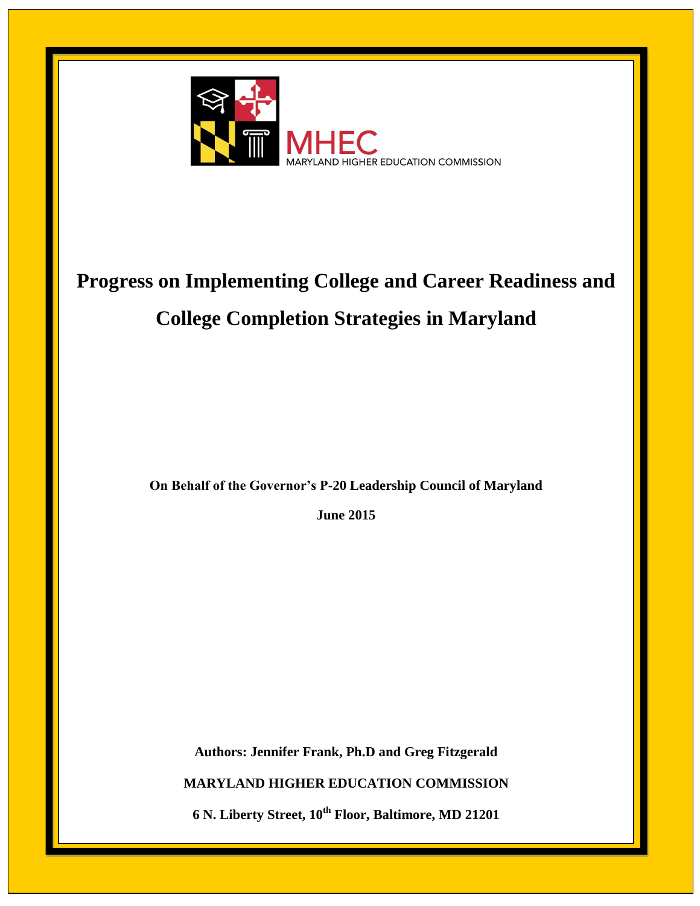MHEC
MARYLAND HIGHER EDUCATION COMMISSION

# Progress on Implementing College and Career Readiness and College Completion Strategies in Maryland

**On Behalf of the Governor's P-20 Leadership Council of Maryland**

**June 2015**

**Authors: Jennifer Frank, Ph.D and Greg Fitzgerald**

**MARYLAND HIGHER EDUCATION COMMISSION**

**6 N. Liberty Street, 10th Floor, Baltimore, MD 21201**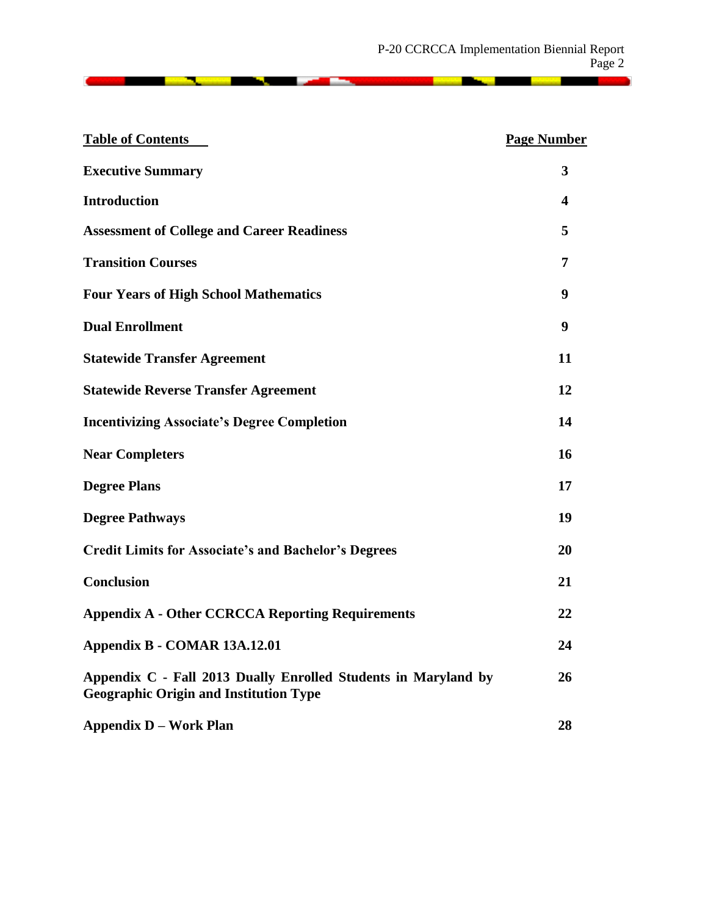| Table of Contents | Page Number |
|---|---|
| **Executive Summary** | **3** |
| **Introduction** | **4** |
| **Assessment of College and Career Readiness** | **5** |
| **Transition Courses** | **7** |
| **Four Years of High School Mathematics** | **9** |
| **Dual Enrollment** | **9** |
| **Statewide Transfer Agreement** | **11** |
| **Statewide Reverse Transfer Agreement** | **12** |
| **Incentivizing Associate's Degree Completion** | **14** |
| **Near Completers** | **16** |
| **Degree Plans** | **17** |
| **Degree Pathways** | **19** |
| **Credit Limits for Associate's and Bachelor's Degrees** | **20** |
| **Conclusion** | **21** |
| **Appendix A - Other CCRCCA Reporting Requirements** | **22** |
| **Appendix B - COMAR 13A.12.01** | **24** |
| **Appendix C - Fall 2013 Dually Enrolled Students in Maryland by Geographic Origin and Institution Type** | **26** |
| **Appendix D – Work Plan** | **28** |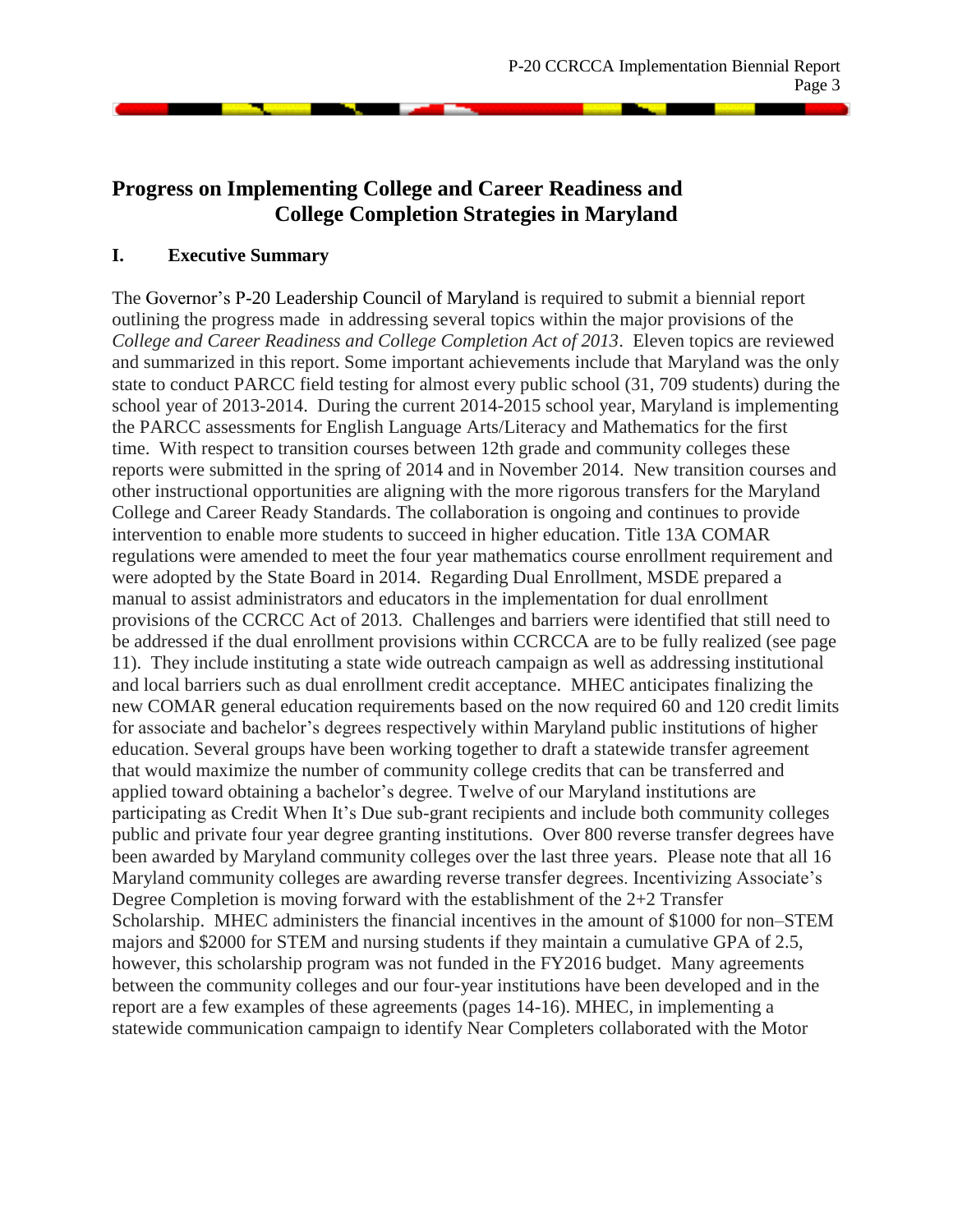# Progress on Implementing College and Career Readiness and College Completion Strategies in Maryland

## I. Executive Summary

The Governor's P-20 Leadership Council of Maryland is required to submit a biennial report outlining the progress made in addressing several topics within the major provisions of the *College and Career Readiness and College Completion Act of 2013*. Eleven topics are reviewed and summarized in this report. Some important achievements include that Maryland was the only state to conduct PARCC field testing for almost every public school (31, 709 students) during the school year of 2013-2014. During the current 2014-2015 school year, Maryland is implementing the PARCC assessments for English Language Arts/Literacy and Mathematics for the first time. With respect to transition courses between 12th grade and community colleges these reports were submitted in the spring of 2014 and in November 2014. New transition courses and other instructional opportunities are aligning with the more rigorous transfers for the Maryland College and Career Ready Standards. The collaboration is ongoing and continues to provide intervention to enable more students to succeed in higher education. Title 13A COMAR regulations were amended to meet the four year mathematics course enrollment requirement and were adopted by the State Board in 2014. Regarding Dual Enrollment, MSDE prepared a manual to assist administrators and educators in the implementation for dual enrollment provisions of the CCRCC Act of 2013. Challenges and barriers were identified that still need to be addressed if the dual enrollment provisions within CCRCCA are to be fully realized (see page 11). They include instituting a state wide outreach campaign as well as addressing institutional and local barriers such as dual enrollment credit acceptance. MHEC anticipates finalizing the new COMAR general education requirements based on the now required 60 and 120 credit limits for associate and bachelor's degrees respectively within Maryland public institutions of higher education. Several groups have been working together to draft a statewide transfer agreement that would maximize the number of community college credits that can be transferred and applied toward obtaining a bachelor's degree. Twelve of our Maryland institutions are participating as Credit When It's Due sub-grant recipients and include both community colleges public and private four year degree granting institutions. Over 800 reverse transfer degrees have been awarded by Maryland community colleges over the last three years. Please note that all 16 Maryland community colleges are awarding reverse transfer degrees. Incentivizing Associate's Degree Completion is moving forward with the establishment of the 2+2 Transfer Scholarship. MHEC administers the financial incentives in the amount of $1000 for non–STEM majors and $2000 for STEM and nursing students if they maintain a cumulative GPA of 2.5, however, this scholarship program was not funded in the FY2016 budget. Many agreements between the community colleges and our four-year institutions have been developed and in the report are a few examples of these agreements (pages 14-16). MHEC, in implementing a statewide communication campaign to identify Near Completers collaborated with the Motor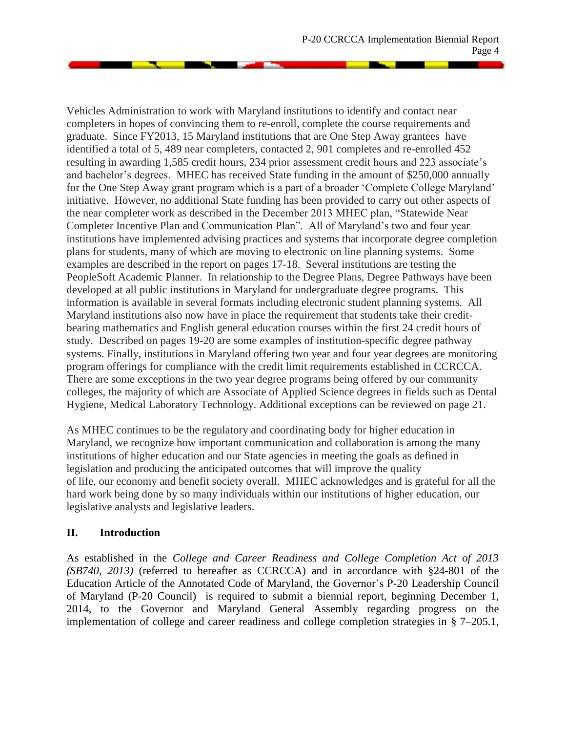Vehicles Administration to work with Maryland institutions to identify and contact near completers in hopes of convincing them to re-enroll, complete the course requirements and graduate. Since FY2013, 15 Maryland institutions that are One Step Away grantees have identified a total of 5, 489 near completers, contacted 2, 901 completes and re-enrolled 452 resulting in awarding 1,585 credit hours, 234 prior assessment credit hours and 223 associate's and bachelor's degrees. MHEC has received State funding in the amount of $250,000 annually for the One Step Away grant program which is a part of a broader 'Complete College Maryland' initiative. However, no additional State funding has been provided to carry out other aspects of the near completer work as described in the December 2013 MHEC plan, "Statewide Near Completer Incentive Plan and Communication Plan". All of Maryland's two and four year institutions have implemented advising practices and systems that incorporate degree completion plans for students, many of which are moving to electronic on line planning systems. Some examples are described in the report on pages 17-18. Several institutions are testing the PeopleSoft Academic Planner. In relationship to the Degree Plans, Degree Pathways have been developed at all public institutions in Maryland for undergraduate degree programs. This information is available in several formats including electronic student planning systems. All Maryland institutions also now have in place the requirement that students take their credit-bearing mathematics and English general education courses within the first 24 credit hours of study. Described on pages 19-20 are some examples of institution-specific degree pathway systems. Finally, institutions in Maryland offering two year and four year degrees are monitoring program offerings for compliance with the credit limit requirements established in CCRCCA. There are some exceptions in the two year degree programs being offered by our community colleges, the majority of which are Associate of Applied Science degrees in fields such as Dental Hygiene, Medical Laboratory Technology. Additional exceptions can be reviewed on page 21.

As MHEC continues to be the regulatory and coordinating body for higher education in Maryland, we recognize how important communication and collaboration is among the many institutions of higher education and our State agencies in meeting the goals as defined in legislation and producing the anticipated outcomes that will improve the quality of life, our economy and benefit society overall. MHEC acknowledges and is grateful for all the hard work being done by so many individuals within our institutions of higher education, our legislative analysts and legislative leaders.

## II. Introduction

As established in the *College and Career Readiness and College Completion Act of 2013 (SB740, 2013)* (referred to hereafter as CCRCCA) and in accordance with §24-801 of the Education Article of the Annotated Code of Maryland, the Governor's P-20 Leadership Council of Maryland (P-20 Council) is required to submit a biennial report, beginning December 1, 2014, to the Governor and Maryland General Assembly regarding progress on the implementation of college and career readiness and college completion strategies in § 7–205.1,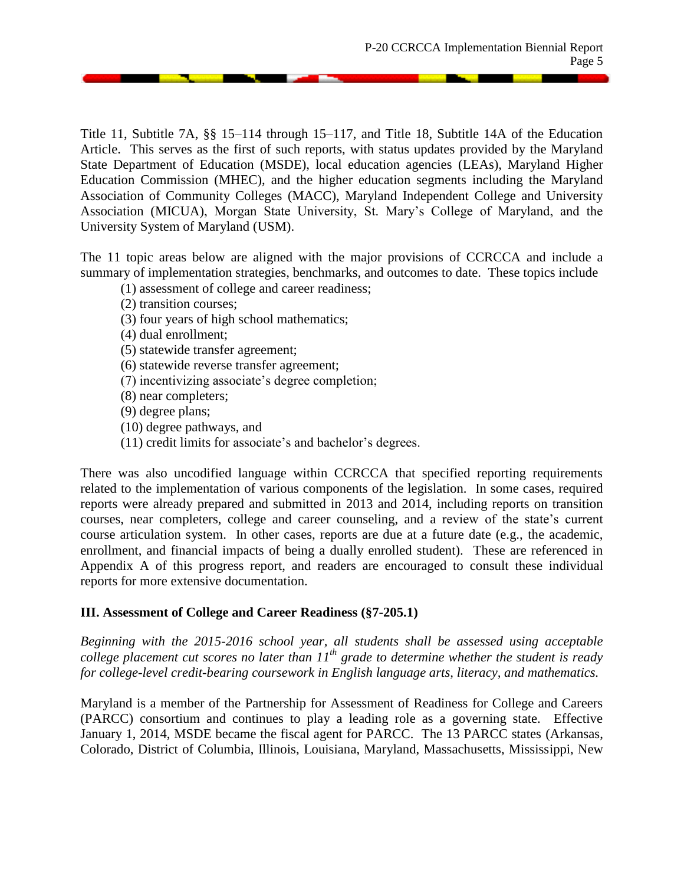Title 11, Subtitle 7A, §§ 15–114 through 15–117, and Title 18, Subtitle 14A of the Education Article. This serves as the first of such reports, with status updates provided by the Maryland State Department of Education (MSDE), local education agencies (LEAs), Maryland Higher Education Commission (MHEC), and the higher education segments including the Maryland Association of Community Colleges (MACC), Maryland Independent College and University Association (MICUA), Morgan State University, St. Mary's College of Maryland, and the University System of Maryland (USM).

The 11 topic areas below are aligned with the major provisions of CCRCCA and include a summary of implementation strategies, benchmarks, and outcomes to date. These topics include

(1) assessment of college and career readiness;
(2) transition courses;
(3) four years of high school mathematics;
(4) dual enrollment;
(5) statewide transfer agreement;
(6) statewide reverse transfer agreement;
(7) incentivizing associate's degree completion;
(8) near completers;
(9) degree plans;
(10) degree pathways, and
(11) credit limits for associate's and bachelor's degrees.

There was also uncodified language within CCRCCA that specified reporting requirements related to the implementation of various components of the legislation. In some cases, required reports were already prepared and submitted in 2013 and 2014, including reports on transition courses, near completers, college and career counseling, and a review of the state's current course articulation system. In other cases, reports are due at a future date (e.g., the academic, enrollment, and financial impacts of being a dually enrolled student). These are referenced in Appendix A of this progress report, and readers are encouraged to consult these individual reports for more extensive documentation.

## III. Assessment of College and Career Readiness (§7-205.1)

*Beginning with the 2015-2016 school year, all students shall be assessed using acceptable college placement cut scores no later than 11th grade to determine whether the student is ready for college-level credit-bearing coursework in English language arts, literacy, and mathematics.*

Maryland is a member of the Partnership for Assessment of Readiness for College and Careers (PARCC) consortium and continues to play a leading role as a governing state. Effective January 1, 2014, MSDE became the fiscal agent for PARCC. The 13 PARCC states (Arkansas, Colorado, District of Columbia, Illinois, Louisiana, Maryland, Massachusetts, Mississippi, New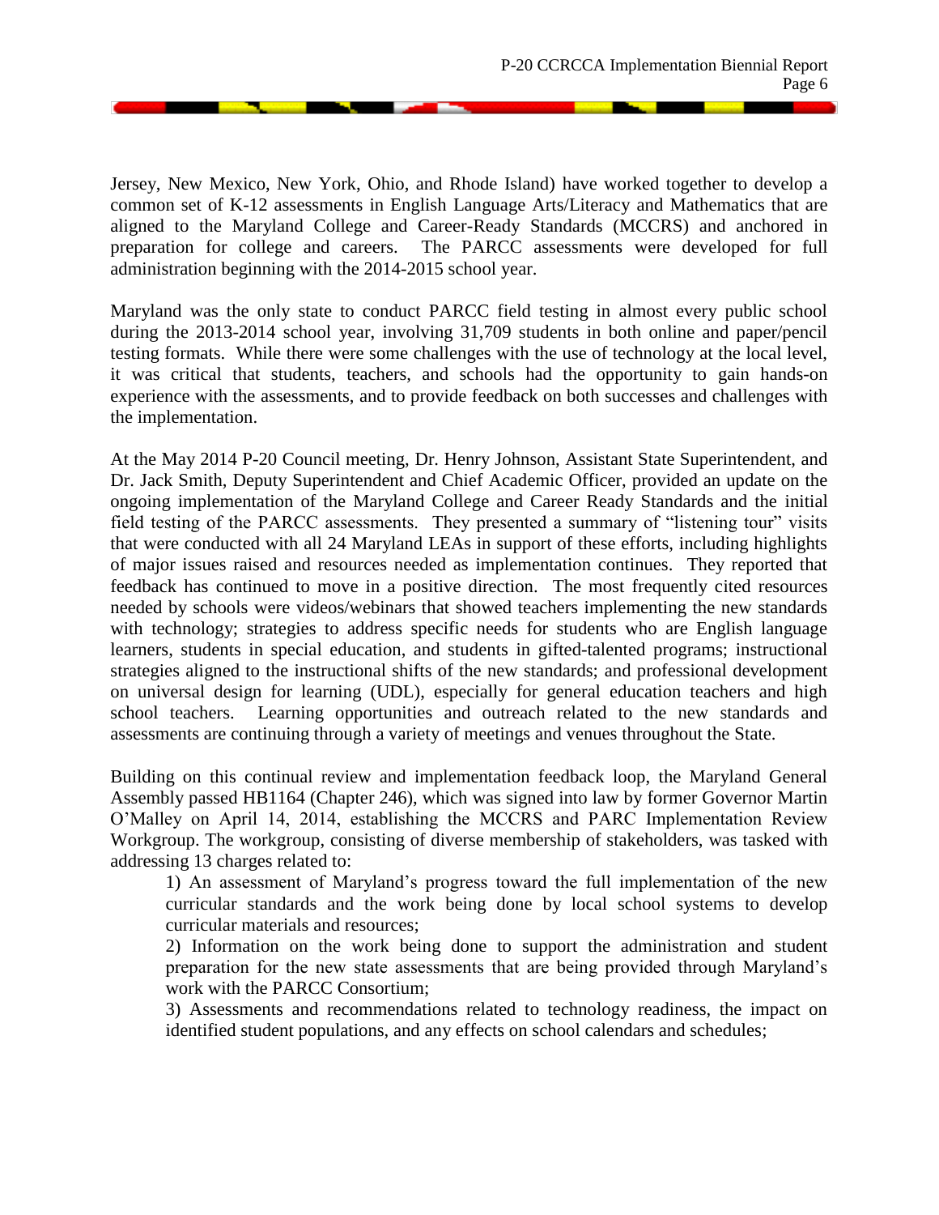Jersey, New Mexico, New York, Ohio, and Rhode Island) have worked together to develop a common set of K-12 assessments in English Language Arts/Literacy and Mathematics that are aligned to the Maryland College and Career-Ready Standards (MCCRS) and anchored in preparation for college and careers. The PARCC assessments were developed for full administration beginning with the 2014-2015 school year.

Maryland was the only state to conduct PARCC field testing in almost every public school during the 2013-2014 school year, involving 31,709 students in both online and paper/pencil testing formats. While there were some challenges with the use of technology at the local level, it was critical that students, teachers, and schools had the opportunity to gain hands-on experience with the assessments, and to provide feedback on both successes and challenges with the implementation.

At the May 2014 P-20 Council meeting, Dr. Henry Johnson, Assistant State Superintendent, and Dr. Jack Smith, Deputy Superintendent and Chief Academic Officer, provided an update on the ongoing implementation of the Maryland College and Career Ready Standards and the initial field testing of the PARCC assessments. They presented a summary of "listening tour" visits that were conducted with all 24 Maryland LEAs in support of these efforts, including highlights of major issues raised and resources needed as implementation continues. They reported that feedback has continued to move in a positive direction. The most frequently cited resources needed by schools were videos/webinars that showed teachers implementing the new standards with technology; strategies to address specific needs for students who are English language learners, students in special education, and students in gifted-talented programs; instructional strategies aligned to the instructional shifts of the new standards; and professional development on universal design for learning (UDL), especially for general education teachers and high school teachers. Learning opportunities and outreach related to the new standards and assessments are continuing through a variety of meetings and venues throughout the State.

Building on this continual review and implementation feedback loop, the Maryland General Assembly passed HB1164 (Chapter 246), which was signed into law by former Governor Martin O'Malley on April 14, 2014, establishing the MCCRS and PARC Implementation Review Workgroup. The workgroup, consisting of diverse membership of stakeholders, was tasked with addressing 13 charges related to:

1) An assessment of Maryland's progress toward the full implementation of the new curricular standards and the work being done by local school systems to develop curricular materials and resources;

2) Information on the work being done to support the administration and student preparation for the new state assessments that are being provided through Maryland's work with the PARCC Consortium;

3) Assessments and recommendations related to technology readiness, the impact on identified student populations, and any effects on school calendars and schedules;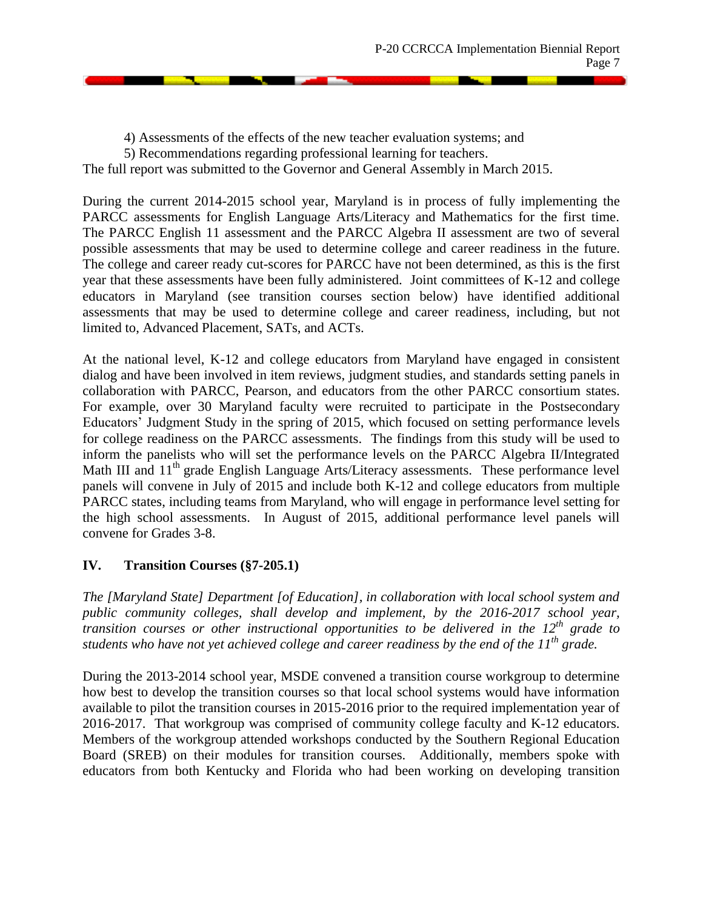4) Assessments of the effects of the new teacher evaluation systems; and
5) Recommendations regarding professional learning for teachers.

The full report was submitted to the Governor and General Assembly in March 2015.

During the current 2014-2015 school year, Maryland is in process of fully implementing the PARCC assessments for English Language Arts/Literacy and Mathematics for the first time. The PARCC English 11 assessment and the PARCC Algebra II assessment are two of several possible assessments that may be used to determine college and career readiness in the future. The college and career ready cut-scores for PARCC have not been determined, as this is the first year that these assessments have been fully administered. Joint committees of K-12 and college educators in Maryland (see transition courses section below) have identified additional assessments that may be used to determine college and career readiness, including, but not limited to, Advanced Placement, SATs, and ACTs.

At the national level, K-12 and college educators from Maryland have engaged in consistent dialog and have been involved in item reviews, judgment studies, and standards setting panels in collaboration with PARCC, Pearson, and educators from the other PARCC consortium states. For example, over 30 Maryland faculty were recruited to participate in the Postsecondary Educators' Judgment Study in the spring of 2015, which focused on setting performance levels for college readiness on the PARCC assessments. The findings from this study will be used to inform the panelists who will set the performance levels on the PARCC Algebra II/Integrated Math III and 11th grade English Language Arts/Literacy assessments. These performance level panels will convene in July of 2015 and include both K-12 and college educators from multiple PARCC states, including teams from Maryland, who will engage in performance level setting for the high school assessments. In August of 2015, additional performance level panels will convene for Grades 3-8.

## IV. Transition Courses (§7-205.1)

*The [Maryland State] Department [of Education], in collaboration with local school system and public community colleges, shall develop and implement, by the 2016-2017 school year, transition courses or other instructional opportunities to be delivered in the 12th grade to students who have not yet achieved college and career readiness by the end of the 11th grade.*

During the 2013-2014 school year, MSDE convened a transition course workgroup to determine how best to develop the transition courses so that local school systems would have information available to pilot the transition courses in 2015-2016 prior to the required implementation year of 2016-2017. That workgroup was comprised of community college faculty and K-12 educators. Members of the workgroup attended workshops conducted by the Southern Regional Education Board (SREB) on their modules for transition courses. Additionally, members spoke with educators from both Kentucky and Florida who had been working on developing transition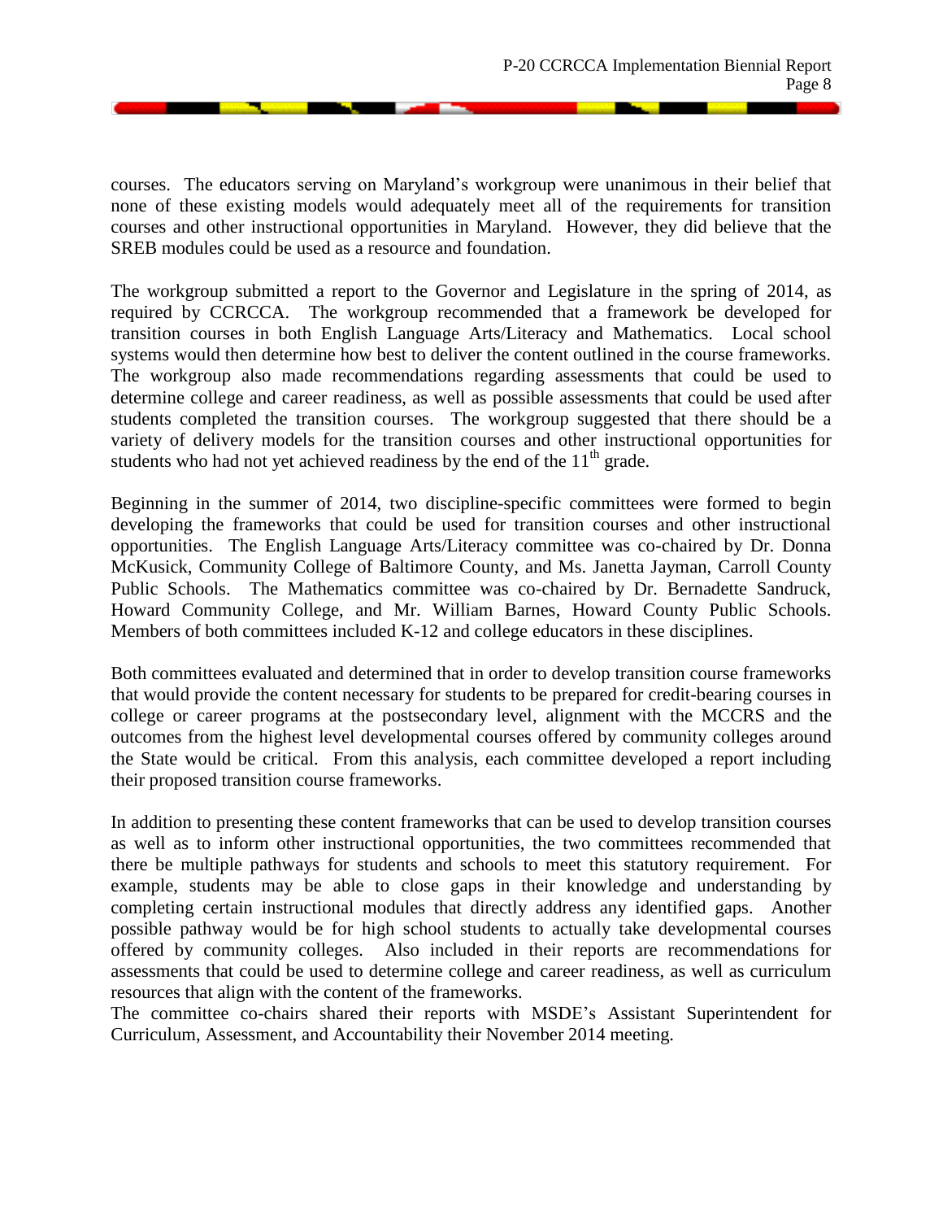courses. The educators serving on Maryland's workgroup were unanimous in their belief that none of these existing models would adequately meet all of the requirements for transition courses and other instructional opportunities in Maryland. However, they did believe that the SREB modules could be used as a resource and foundation.

The workgroup submitted a report to the Governor and Legislature in the spring of 2014, as required by CCRCCA. The workgroup recommended that a framework be developed for transition courses in both English Language Arts/Literacy and Mathematics. Local school systems would then determine how best to deliver the content outlined in the course frameworks. The workgroup also made recommendations regarding assessments that could be used to determine college and career readiness, as well as possible assessments that could be used after students completed the transition courses. The workgroup suggested that there should be a variety of delivery models for the transition courses and other instructional opportunities for students who had not yet achieved readiness by the end of the 11th grade.

Beginning in the summer of 2014, two discipline-specific committees were formed to begin developing the frameworks that could be used for transition courses and other instructional opportunities. The English Language Arts/Literacy committee was co-chaired by Dr. Donna McKusick, Community College of Baltimore County, and Ms. Janetta Jayman, Carroll County Public Schools. The Mathematics committee was co-chaired by Dr. Bernadette Sandruck, Howard Community College, and Mr. William Barnes, Howard County Public Schools. Members of both committees included K-12 and college educators in these disciplines.

Both committees evaluated and determined that in order to develop transition course frameworks that would provide the content necessary for students to be prepared for credit-bearing courses in college or career programs at the postsecondary level, alignment with the MCCRS and the outcomes from the highest level developmental courses offered by community colleges around the State would be critical. From this analysis, each committee developed a report including their proposed transition course frameworks.

In addition to presenting these content frameworks that can be used to develop transition courses as well as to inform other instructional opportunities, the two committees recommended that there be multiple pathways for students and schools to meet this statutory requirement. For example, students may be able to close gaps in their knowledge and understanding by completing certain instructional modules that directly address any identified gaps. Another possible pathway would be for high school students to actually take developmental courses offered by community colleges. Also included in their reports are recommendations for assessments that could be used to determine college and career readiness, as well as curriculum resources that align with the content of the frameworks.

The committee co-chairs shared their reports with MSDE's Assistant Superintendent for Curriculum, Assessment, and Accountability their November 2014 meeting.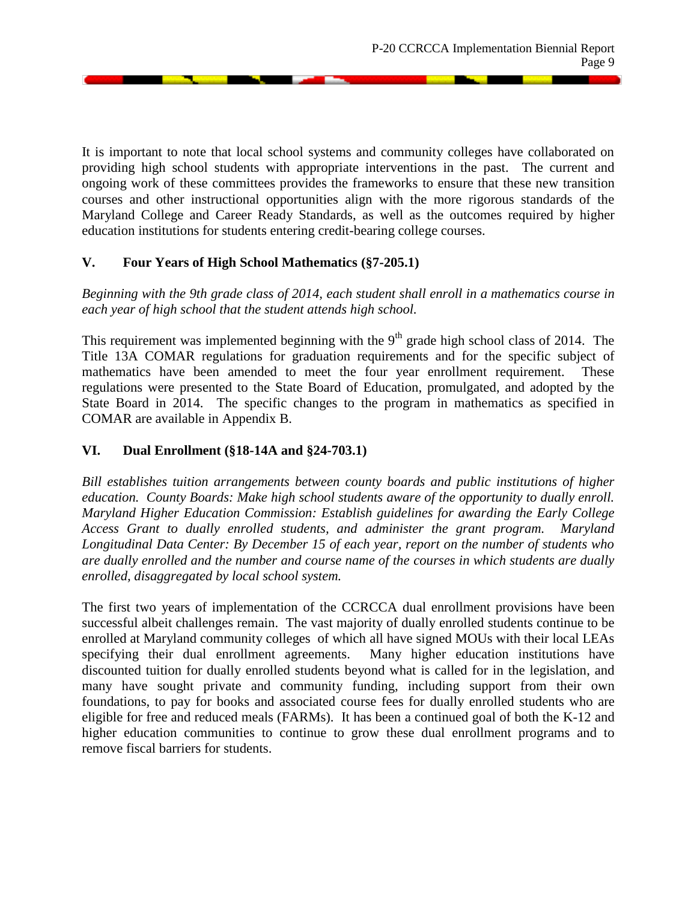It is important to note that local school systems and community colleges have collaborated on providing high school students with appropriate interventions in the past. The current and ongoing work of these committees provides the frameworks to ensure that these new transition courses and other instructional opportunities align with the more rigorous standards of the Maryland College and Career Ready Standards, as well as the outcomes required by higher education institutions for students entering credit-bearing college courses.

## V. Four Years of High School Mathematics (§7-205.1)

*Beginning with the 9th grade class of 2014, each student shall enroll in a mathematics course in each year of high school that the student attends high school.*

This requirement was implemented beginning with the 9th grade high school class of 2014. The Title 13A COMAR regulations for graduation requirements and for the specific subject of mathematics have been amended to meet the four year enrollment requirement. These regulations were presented to the State Board of Education, promulgated, and adopted by the State Board in 2014. The specific changes to the program in mathematics as specified in COMAR are available in Appendix B.

## VI. Dual Enrollment (§18-14A and §24-703.1)

*Bill establishes tuition arrangements between county boards and public institutions of higher education. County Boards: Make high school students aware of the opportunity to dually enroll. Maryland Higher Education Commission: Establish guidelines for awarding the Early College Access Grant to dually enrolled students, and administer the grant program. Maryland Longitudinal Data Center: By December 15 of each year, report on the number of students who are dually enrolled and the number and course name of the courses in which students are dually enrolled, disaggregated by local school system.*

The first two years of implementation of the CCRCCA dual enrollment provisions have been successful albeit challenges remain. The vast majority of dually enrolled students continue to be enrolled at Maryland community colleges of which all have signed MOUs with their local LEAs specifying their dual enrollment agreements. Many higher education institutions have discounted tuition for dually enrolled students beyond what is called for in the legislation, and many have sought private and community funding, including support from their own foundations, to pay for books and associated course fees for dually enrolled students who are eligible for free and reduced meals (FARMs). It has been a continued goal of both the K-12 and higher education communities to continue to grow these dual enrollment programs and to remove fiscal barriers for students.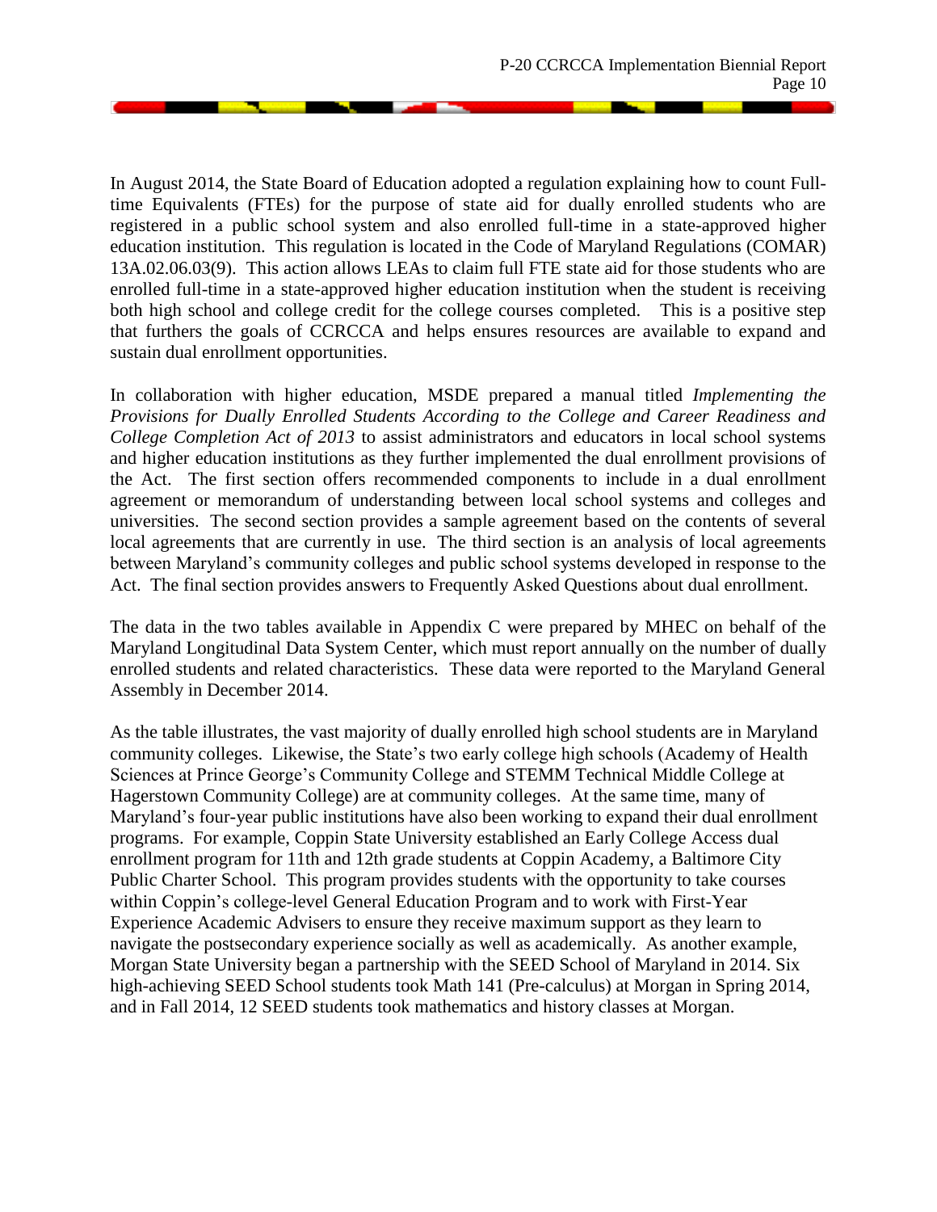In August 2014, the State Board of Education adopted a regulation explaining how to count Full-time Equivalents (FTEs) for the purpose of state aid for dually enrolled students who are registered in a public school system and also enrolled full-time in a state-approved higher education institution. This regulation is located in the Code of Maryland Regulations (COMAR) 13A.02.06.03(9). This action allows LEAs to claim full FTE state aid for those students who are enrolled full-time in a state-approved higher education institution when the student is receiving both high school and college credit for the college courses completed. This is a positive step that furthers the goals of CCRCCA and helps ensures resources are available to expand and sustain dual enrollment opportunities.

In collaboration with higher education, MSDE prepared a manual titled *Implementing the Provisions for Dually Enrolled Students According to the College and Career Readiness and College Completion Act of 2013* to assist administrators and educators in local school systems and higher education institutions as they further implemented the dual enrollment provisions of the Act. The first section offers recommended components to include in a dual enrollment agreement or memorandum of understanding between local school systems and colleges and universities. The second section provides a sample agreement based on the contents of several local agreements that are currently in use. The third section is an analysis of local agreements between Maryland's community colleges and public school systems developed in response to the Act. The final section provides answers to Frequently Asked Questions about dual enrollment.

The data in the two tables available in Appendix C were prepared by MHEC on behalf of the Maryland Longitudinal Data System Center, which must report annually on the number of dually enrolled students and related characteristics. These data were reported to the Maryland General Assembly in December 2014.

As the table illustrates, the vast majority of dually enrolled high school students are in Maryland community colleges. Likewise, the State's two early college high schools (Academy of Health Sciences at Prince George's Community College and STEMM Technical Middle College at Hagerstown Community College) are at community colleges. At the same time, many of Maryland's four-year public institutions have also been working to expand their dual enrollment programs. For example, Coppin State University established an Early College Access dual enrollment program for 11th and 12th grade students at Coppin Academy, a Baltimore City Public Charter School. This program provides students with the opportunity to take courses within Coppin's college-level General Education Program and to work with First-Year Experience Academic Advisers to ensure they receive maximum support as they learn to navigate the postsecondary experience socially as well as academically. As another example, Morgan State University began a partnership with the SEED School of Maryland in 2014. Six high-achieving SEED School students took Math 141 (Pre-calculus) at Morgan in Spring 2014, and in Fall 2014, 12 SEED students took mathematics and history classes at Morgan.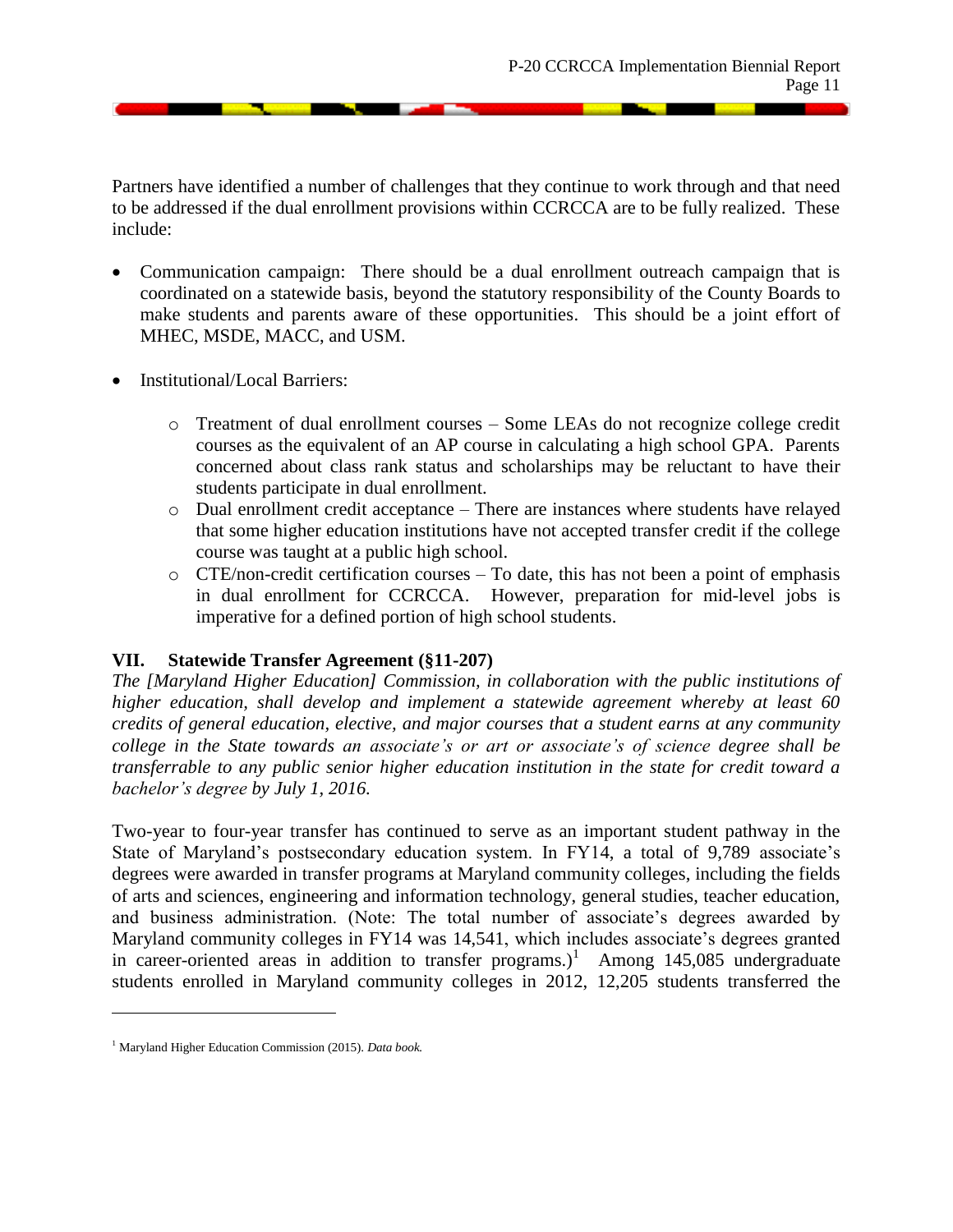Partners have identified a number of challenges that they continue to work through and that need to be addressed if the dual enrollment provisions within CCRCCA are to be fully realized. These include:

- Communication campaign: There should be a dual enrollment outreach campaign that is coordinated on a statewide basis, beyond the statutory responsibility of the County Boards to make students and parents aware of these opportunities. This should be a joint effort of MHEC, MSDE, MACC, and USM.
- Institutional/Local Barriers:
    - Treatment of dual enrollment courses – Some LEAs do not recognize college credit courses as the equivalent of an AP course in calculating a high school GPA. Parents concerned about class rank status and scholarships may be reluctant to have their students participate in dual enrollment.
    - Dual enrollment credit acceptance – There are instances where students have relayed that some higher education institutions have not accepted transfer credit if the college course was taught at a public high school.
    - CTE/non-credit certification courses – To date, this has not been a point of emphasis in dual enrollment for CCRCCA. However, preparation for mid-level jobs is imperative for a defined portion of high school students.

## VII. Statewide Transfer Agreement (§11-207)

*The [Maryland Higher Education] Commission, in collaboration with the public institutions of higher education, shall develop and implement a statewide agreement whereby at least 60 credits of general education, elective, and major courses that a student earns at any community college in the State towards an associate's or art or associate's of science degree shall be transferrable to any public senior higher education institution in the state for credit toward a bachelor's degree by July 1, 2016.*

Two-year to four-year transfer has continued to serve as an important student pathway in the State of Maryland's postsecondary education system. In FY14, a total of 9,789 associate's degrees were awarded in transfer programs at Maryland community colleges, including the fields of arts and sciences, engineering and information technology, general studies, teacher education, and business administration. (Note: The total number of associate's degrees awarded by Maryland community colleges in FY14 was 14,541, which includes associate's degrees granted in career-oriented areas in addition to transfer programs.)[1] Among 145,085 undergraduate students enrolled in Maryland community colleges in 2012, 12,205 students transferred the

[1] Maryland Higher Education Commission (2015). *Data book.*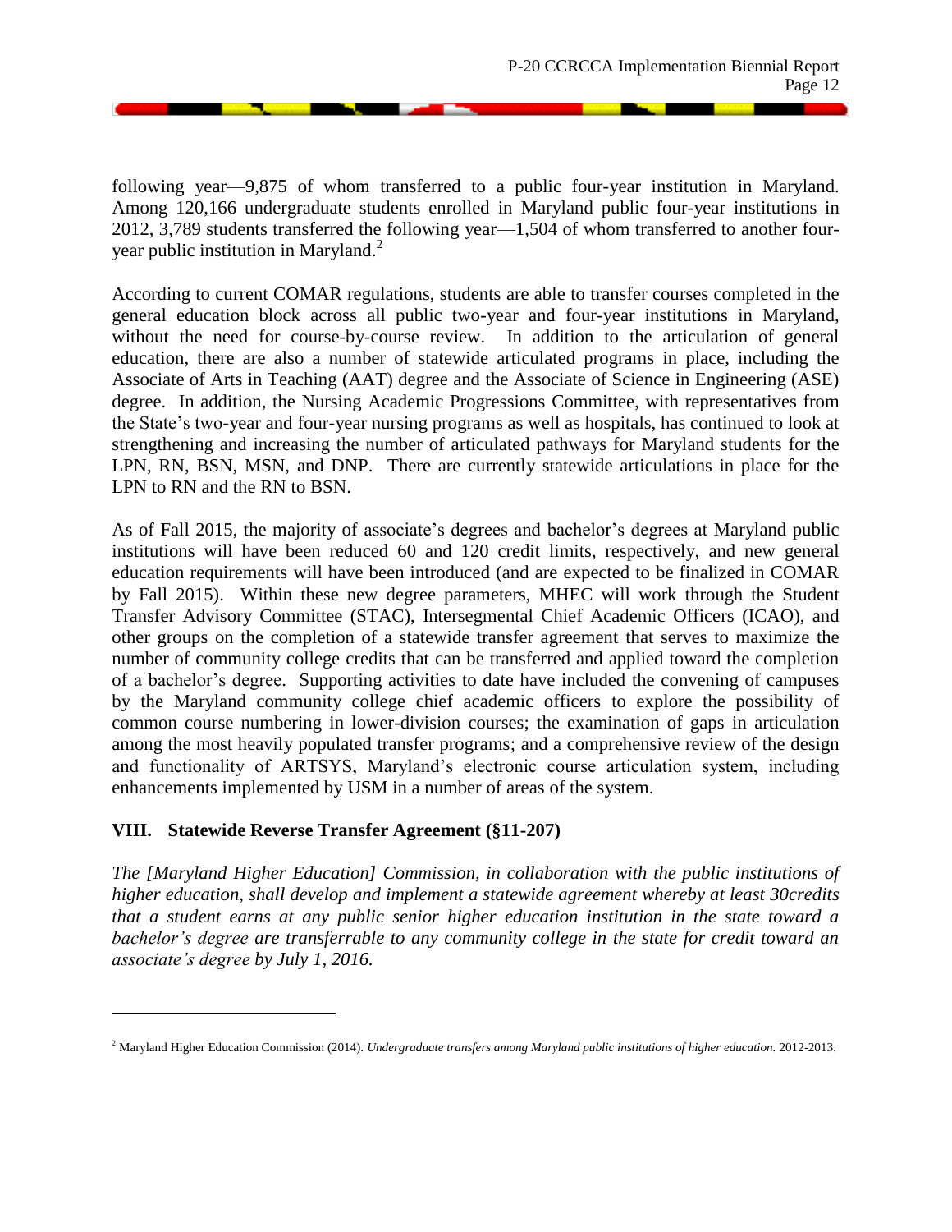following year—9,875 of whom transferred to a public four-year institution in Maryland. Among 120,166 undergraduate students enrolled in Maryland public four-year institutions in 2012, 3,789 students transferred the following year—1,504 of whom transferred to another four-year public institution in Maryland.[2]

According to current COMAR regulations, students are able to transfer courses completed in the general education block across all public two-year and four-year institutions in Maryland, without the need for course-by-course review. In addition to the articulation of general education, there are also a number of statewide articulated programs in place, including the Associate of Arts in Teaching (AAT) degree and the Associate of Science in Engineering (ASE) degree. In addition, the Nursing Academic Progressions Committee, with representatives from the State's two-year and four-year nursing programs as well as hospitals, has continued to look at strengthening and increasing the number of articulated pathways for Maryland students for the LPN, RN, BSN, MSN, and DNP. There are currently statewide articulations in place for the LPN to RN and the RN to BSN.

As of Fall 2015, the majority of associate's degrees and bachelor's degrees at Maryland public institutions will have been reduced 60 and 120 credit limits, respectively, and new general education requirements will have been introduced (and are expected to be finalized in COMAR by Fall 2015). Within these new degree parameters, MHEC will work through the Student Transfer Advisory Committee (STAC), Intersegmental Chief Academic Officers (ICAO), and other groups on the completion of a statewide transfer agreement that serves to maximize the number of community college credits that can be transferred and applied toward the completion of a bachelor's degree. Supporting activities to date have included the convening of campuses by the Maryland community college chief academic officers to explore the possibility of common course numbering in lower-division courses; the examination of gaps in articulation among the most heavily populated transfer programs; and a comprehensive review of the design and functionality of ARTSYS, Maryland's electronic course articulation system, including enhancements implemented by USM in a number of areas of the system.

## VIII. Statewide Reverse Transfer Agreement (§11-207)

*The [Maryland Higher Education] Commission, in collaboration with the public institutions of higher education, shall develop and implement a statewide agreement whereby at least 30credits that a student earns at any public senior higher education institution in the state toward a bachelor's degree are transferrable to any community college in the state for credit toward an associate's degree by July 1, 2016.*

---

[2] Maryland Higher Education Commission (2014). *Undergraduate transfers among Maryland public institutions of higher education.* 2012-2013.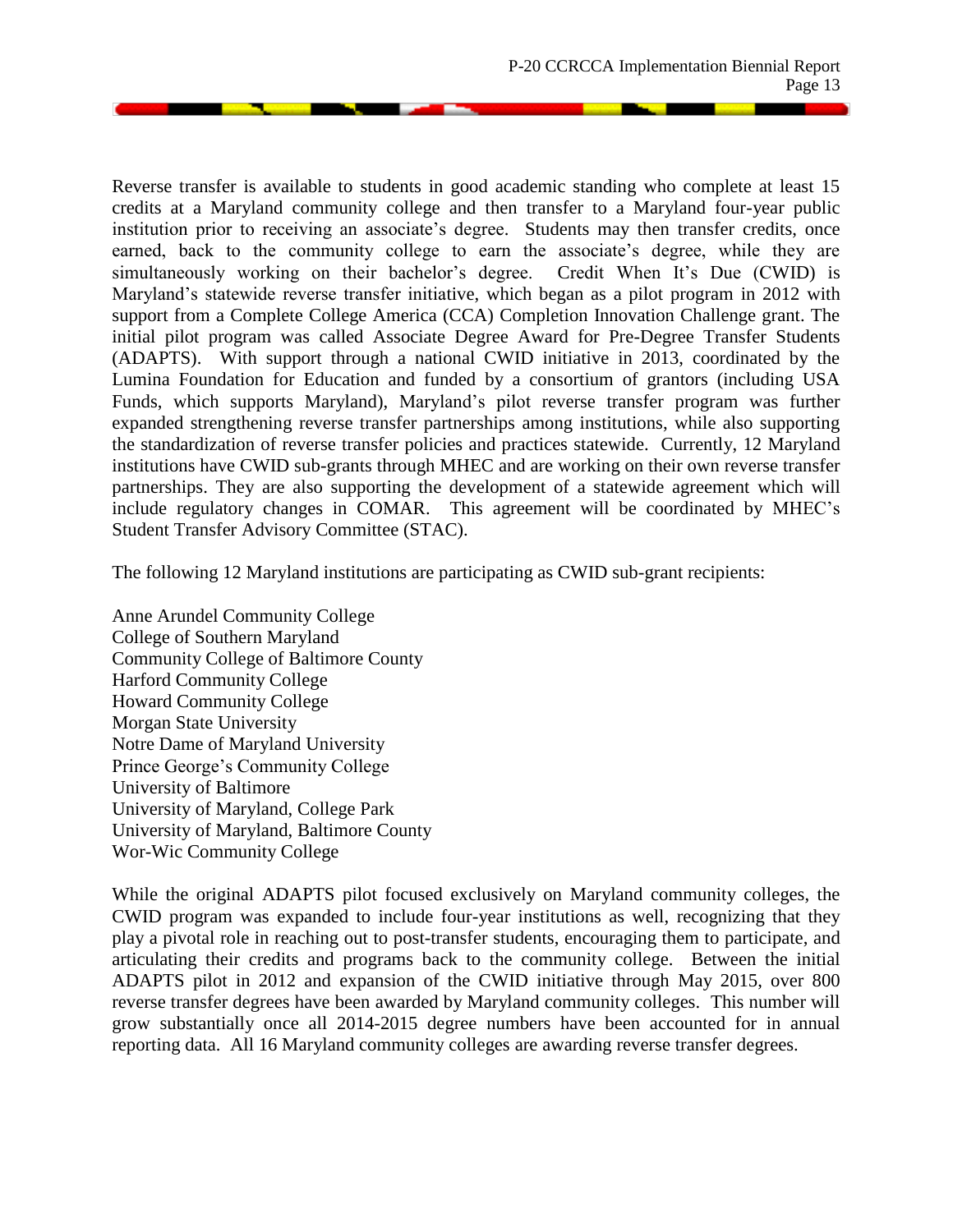Reverse transfer is available to students in good academic standing who complete at least 15 credits at a Maryland community college and then transfer to a Maryland four-year public institution prior to receiving an associate's degree. Students may then transfer credits, once earned, back to the community college to earn the associate's degree, while they are simultaneously working on their bachelor's degree. Credit When It's Due (CWID) is Maryland's statewide reverse transfer initiative, which began as a pilot program in 2012 with support from a Complete College America (CCA) Completion Innovation Challenge grant. The initial pilot program was called Associate Degree Award for Pre-Degree Transfer Students (ADAPTS). With support through a national CWID initiative in 2013, coordinated by the Lumina Foundation for Education and funded by a consortium of grantors (including USA Funds, which supports Maryland), Maryland's pilot reverse transfer program was further expanded strengthening reverse transfer partnerships among institutions, while also supporting the standardization of reverse transfer policies and practices statewide. Currently, 12 Maryland institutions have CWID sub-grants through MHEC and are working on their own reverse transfer partnerships. They are also supporting the development of a statewide agreement which will include regulatory changes in COMAR. This agreement will be coordinated by MHEC's Student Transfer Advisory Committee (STAC).

The following 12 Maryland institutions are participating as CWID sub-grant recipients:

Anne Arundel Community College  
College of Southern Maryland  
Community College of Baltimore County  
Harford Community College  
Howard Community College  
Morgan State University  
Notre Dame of Maryland University  
Prince George's Community College  
University of Baltimore  
University of Maryland, College Park  
University of Maryland, Baltimore County  
Wor-Wic Community College

While the original ADAPTS pilot focused exclusively on Maryland community colleges, the CWID program was expanded to include four-year institutions as well, recognizing that they play a pivotal role in reaching out to post-transfer students, encouraging them to participate, and articulating their credits and programs back to the community college. Between the initial ADAPTS pilot in 2012 and expansion of the CWID initiative through May 2015, over 800 reverse transfer degrees have been awarded by Maryland community colleges. This number will grow substantially once all 2014-2015 degree numbers have been accounted for in annual reporting data. All 16 Maryland community colleges are awarding reverse transfer degrees.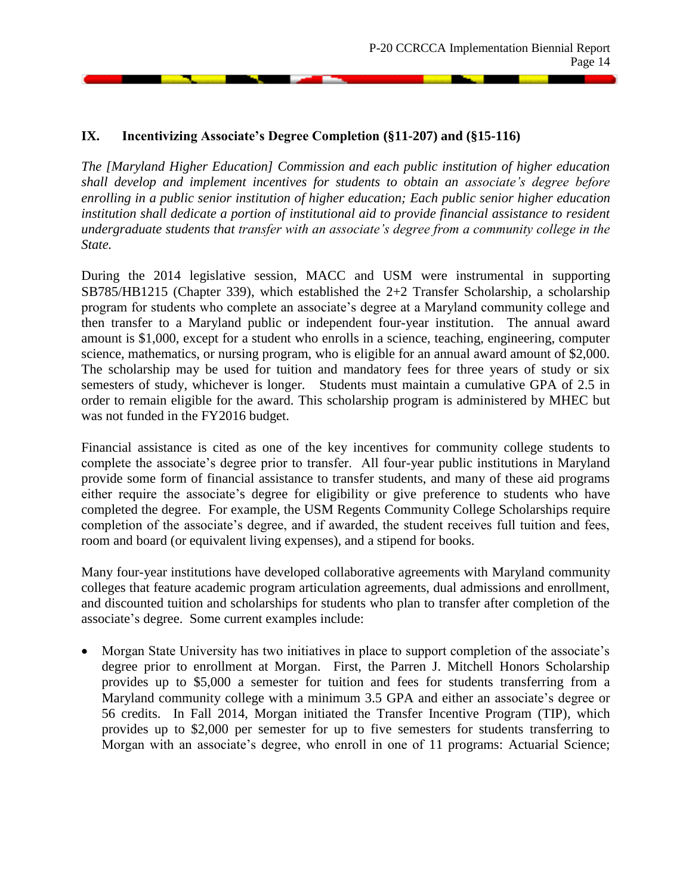## IX. Incentivizing Associate's Degree Completion (§11-207) and (§15-116)

*The [Maryland Higher Education] Commission and each public institution of higher education shall develop and implement incentives for students to obtain an associate's degree before enrolling in a public senior institution of higher education; Each public senior higher education institution shall dedicate a portion of institutional aid to provide financial assistance to resident undergraduate students that transfer with an associate's degree from a community college in the State.*

During the 2014 legislative session, MACC and USM were instrumental in supporting SB785/HB1215 (Chapter 339), which established the 2+2 Transfer Scholarship, a scholarship program for students who complete an associate's degree at a Maryland community college and then transfer to a Maryland public or independent four-year institution. The annual award amount is $1,000, except for a student who enrolls in a science, teaching, engineering, computer science, mathematics, or nursing program, who is eligible for an annual award amount of $2,000. The scholarship may be used for tuition and mandatory fees for three years of study or six semesters of study, whichever is longer. Students must maintain a cumulative GPA of 2.5 in order to remain eligible for the award. This scholarship program is administered by MHEC but was not funded in the FY2016 budget.

Financial assistance is cited as one of the key incentives for community college students to complete the associate's degree prior to transfer. All four-year public institutions in Maryland provide some form of financial assistance to transfer students, and many of these aid programs either require the associate's degree for eligibility or give preference to students who have completed the degree. For example, the USM Regents Community College Scholarships require completion of the associate's degree, and if awarded, the student receives full tuition and fees, room and board (or equivalent living expenses), and a stipend for books.

Many four-year institutions have developed collaborative agreements with Maryland community colleges that feature academic program articulation agreements, dual admissions and enrollment, and discounted tuition and scholarships for students who plan to transfer after completion of the associate's degree. Some current examples include:

- Morgan State University has two initiatives in place to support completion of the associate's degree prior to enrollment at Morgan. First, the Parren J. Mitchell Honors Scholarship provides up to $5,000 a semester for tuition and fees for students transferring from a Maryland community college with a minimum 3.5 GPA and either an associate's degree or 56 credits. In Fall 2014, Morgan initiated the Transfer Incentive Program (TIP), which provides up to $2,000 per semester for up to five semesters for students transferring to Morgan with an associate's degree, who enroll in one of 11 programs: Actuarial Science;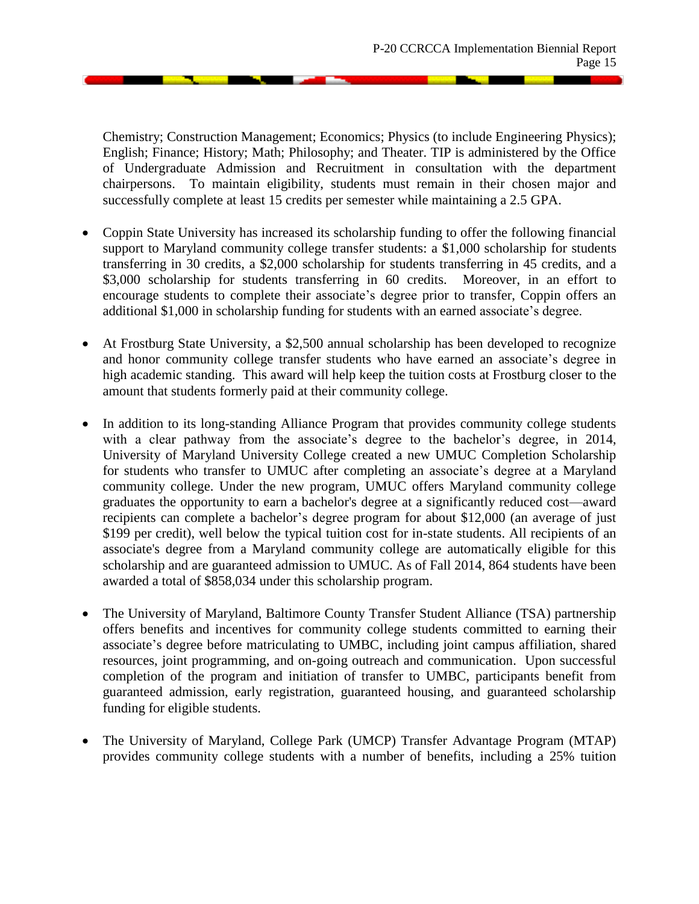Chemistry; Construction Management; Economics; Physics (to include Engineering Physics); English; Finance; History; Math; Philosophy; and Theater. TIP is administered by the Office of Undergraduate Admission and Recruitment in consultation with the department chairpersons. To maintain eligibility, students must remain in their chosen major and successfully complete at least 15 credits per semester while maintaining a 2.5 GPA.

- Coppin State University has increased its scholarship funding to offer the following financial support to Maryland community college transfer students: a $1,000 scholarship for students transferring in 30 credits, a $2,000 scholarship for students transferring in 45 credits, and a $3,000 scholarship for students transferring in 60 credits. Moreover, in an effort to encourage students to complete their associate's degree prior to transfer, Coppin offers an additional $1,000 in scholarship funding for students with an earned associate's degree.

- At Frostburg State University, a $2,500 annual scholarship has been developed to recognize and honor community college transfer students who have earned an associate's degree in high academic standing. This award will help keep the tuition costs at Frostburg closer to the amount that students formerly paid at their community college.

- In addition to its long-standing Alliance Program that provides community college students with a clear pathway from the associate's degree to the bachelor's degree, in 2014, University of Maryland University College created a new UMUC Completion Scholarship for students who transfer to UMUC after completing an associate's degree at a Maryland community college. Under the new program, UMUC offers Maryland community college graduates the opportunity to earn a bachelor's degree at a significantly reduced cost—award recipients can complete a bachelor's degree program for about $12,000 (an average of just $199 per credit), well below the typical tuition cost for in-state students. All recipients of an associate's degree from a Maryland community college are automatically eligible for this scholarship and are guaranteed admission to UMUC. As of Fall 2014, 864 students have been awarded a total of $858,034 under this scholarship program.

- The University of Maryland, Baltimore County Transfer Student Alliance (TSA) partnership offers benefits and incentives for community college students committed to earning their associate's degree before matriculating to UMBC, including joint campus affiliation, shared resources, joint programming, and on-going outreach and communication. Upon successful completion of the program and initiation of transfer to UMBC, participants benefit from guaranteed admission, early registration, guaranteed housing, and guaranteed scholarship funding for eligible students.

- The University of Maryland, College Park (UMCP) Transfer Advantage Program (MTAP) provides community college students with a number of benefits, including a 25% tuition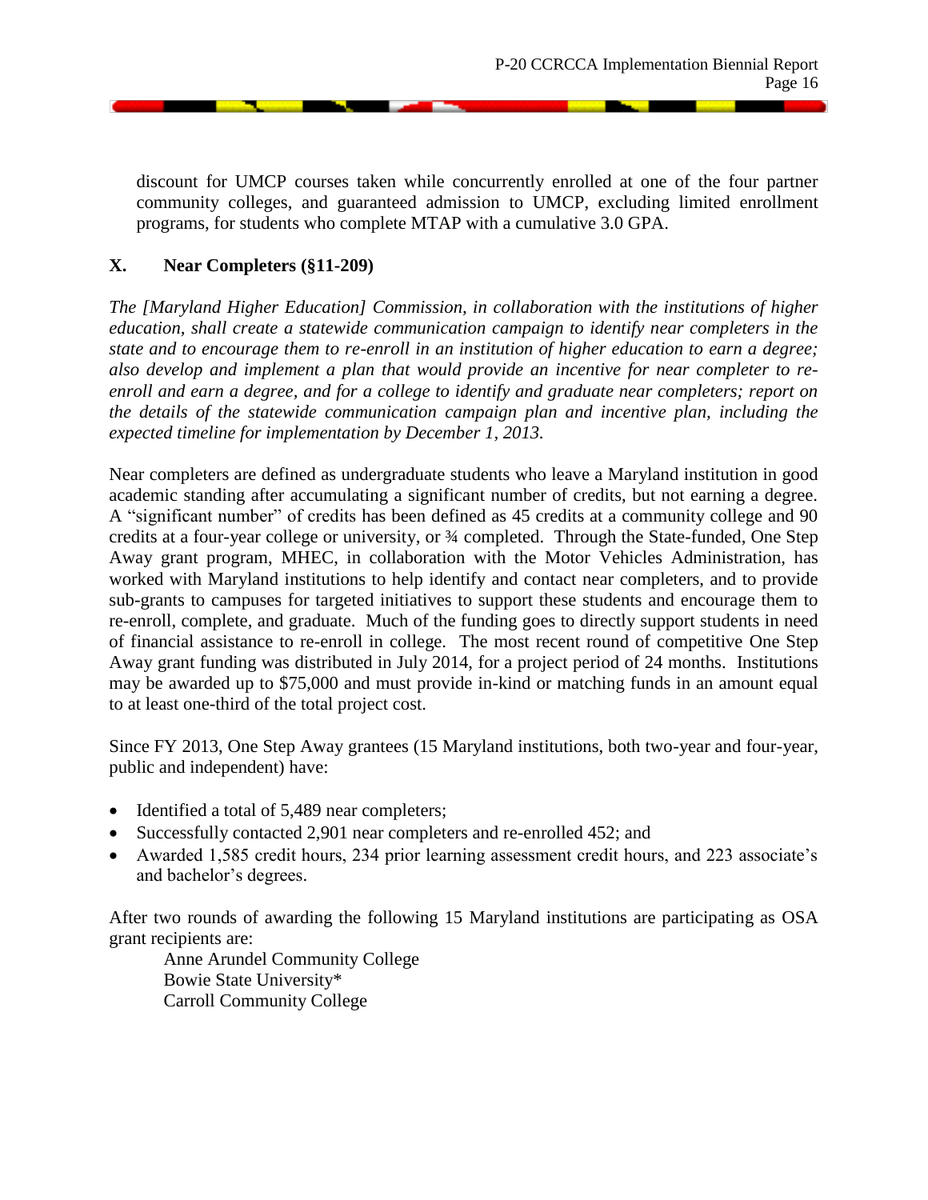discount for UMCP courses taken while concurrently enrolled at one of the four partner community colleges, and guaranteed admission to UMCP, excluding limited enrollment programs, for students who complete MTAP with a cumulative 3.0 GPA.

## X. Near Completers (§11-209)

*The [Maryland Higher Education] Commission, in collaboration with the institutions of higher education, shall create a statewide communication campaign to identify near completers in the state and to encourage them to re-enroll in an institution of higher education to earn a degree; also develop and implement a plan that would provide an incentive for near completer to re-enroll and earn a degree, and for a college to identify and graduate near completers; report on the details of the statewide communication campaign plan and incentive plan, including the expected timeline for implementation by December 1, 2013.*

Near completers are defined as undergraduate students who leave a Maryland institution in good academic standing after accumulating a significant number of credits, but not earning a degree. A "significant number" of credits has been defined as 45 credits at a community college and 90 credits at a four-year college or university, or ¾ completed. Through the State-funded, One Step Away grant program, MHEC, in collaboration with the Motor Vehicles Administration, has worked with Maryland institutions to help identify and contact near completers, and to provide sub-grants to campuses for targeted initiatives to support these students and encourage them to re-enroll, complete, and graduate. Much of the funding goes to directly support students in need of financial assistance to re-enroll in college. The most recent round of competitive One Step Away grant funding was distributed in July 2014, for a project period of 24 months. Institutions may be awarded up to $75,000 and must provide in-kind or matching funds in an amount equal to at least one-third of the total project cost.

Since FY 2013, One Step Away grantees (15 Maryland institutions, both two-year and four-year, public and independent) have:

- Identified a total of 5,489 near completers;
- Successfully contacted 2,901 near completers and re-enrolled 452; and
- Awarded 1,585 credit hours, 234 prior learning assessment credit hours, and 223 associate's and bachelor's degrees.

After two rounds of awarding the following 15 Maryland institutions are participating as OSA grant recipients are:

Anne Arundel Community College
Bowie State University*
Carroll Community College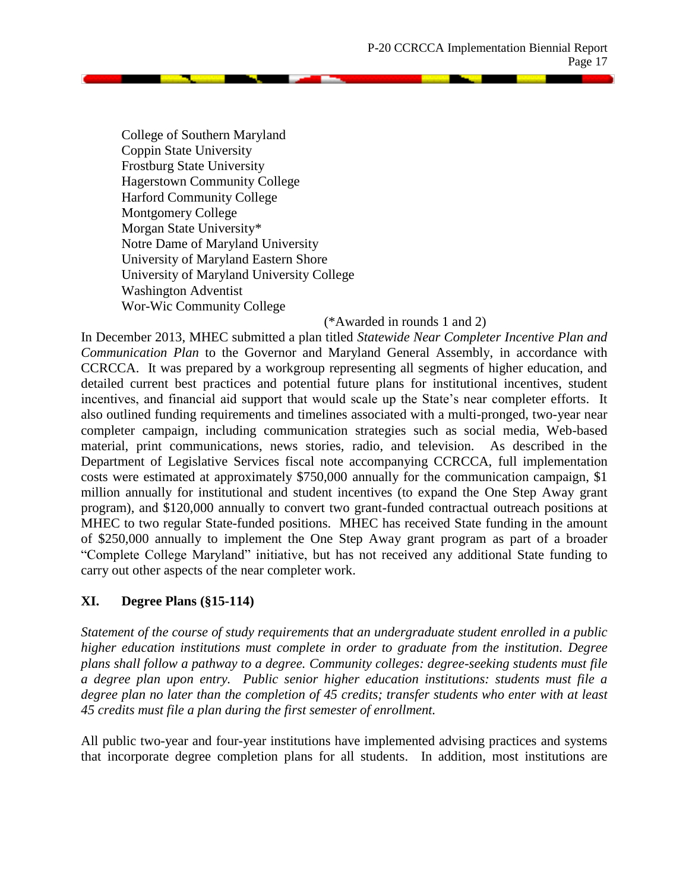College of Southern Maryland
Coppin State University
Frostburg State University
Hagerstown Community College
Harford Community College
Montgomery College
Morgan State University*
Notre Dame of Maryland University
University of Maryland Eastern Shore
University of Maryland University College
Washington Adventist
Wor-Wic Community College

(*Awarded in rounds 1 and 2)

In December 2013, MHEC submitted a plan titled *Statewide Near Completer Incentive Plan and Communication Plan* to the Governor and Maryland General Assembly, in accordance with CCRCCA. It was prepared by a workgroup representing all segments of higher education, and detailed current best practices and potential future plans for institutional incentives, student incentives, and financial aid support that would scale up the State's near completer efforts. It also outlined funding requirements and timelines associated with a multi-pronged, two-year near completer campaign, including communication strategies such as social media, Web-based material, print communications, news stories, radio, and television. As described in the Department of Legislative Services fiscal note accompanying CCRCCA, full implementation costs were estimated at approximately $750,000 annually for the communication campaign, $1 million annually for institutional and student incentives (to expand the One Step Away grant program), and $120,000 annually to convert two grant-funded contractual outreach positions at MHEC to two regular State-funded positions. MHEC has received State funding in the amount of $250,000 annually to implement the One Step Away grant program as part of a broader "Complete College Maryland" initiative, but has not received any additional State funding to carry out other aspects of the near completer work.

## XI. Degree Plans (§15-114)

*Statement of the course of study requirements that an undergraduate student enrolled in a public higher education institutions must complete in order to graduate from the institution. Degree plans shall follow a pathway to a degree. Community colleges: degree-seeking students must file a degree plan upon entry. Public senior higher education institutions: students must file a degree plan no later than the completion of 45 credits; transfer students who enter with at least 45 credits must file a plan during the first semester of enrollment.*

All public two-year and four-year institutions have implemented advising practices and systems that incorporate degree completion plans for all students. In addition, most institutions are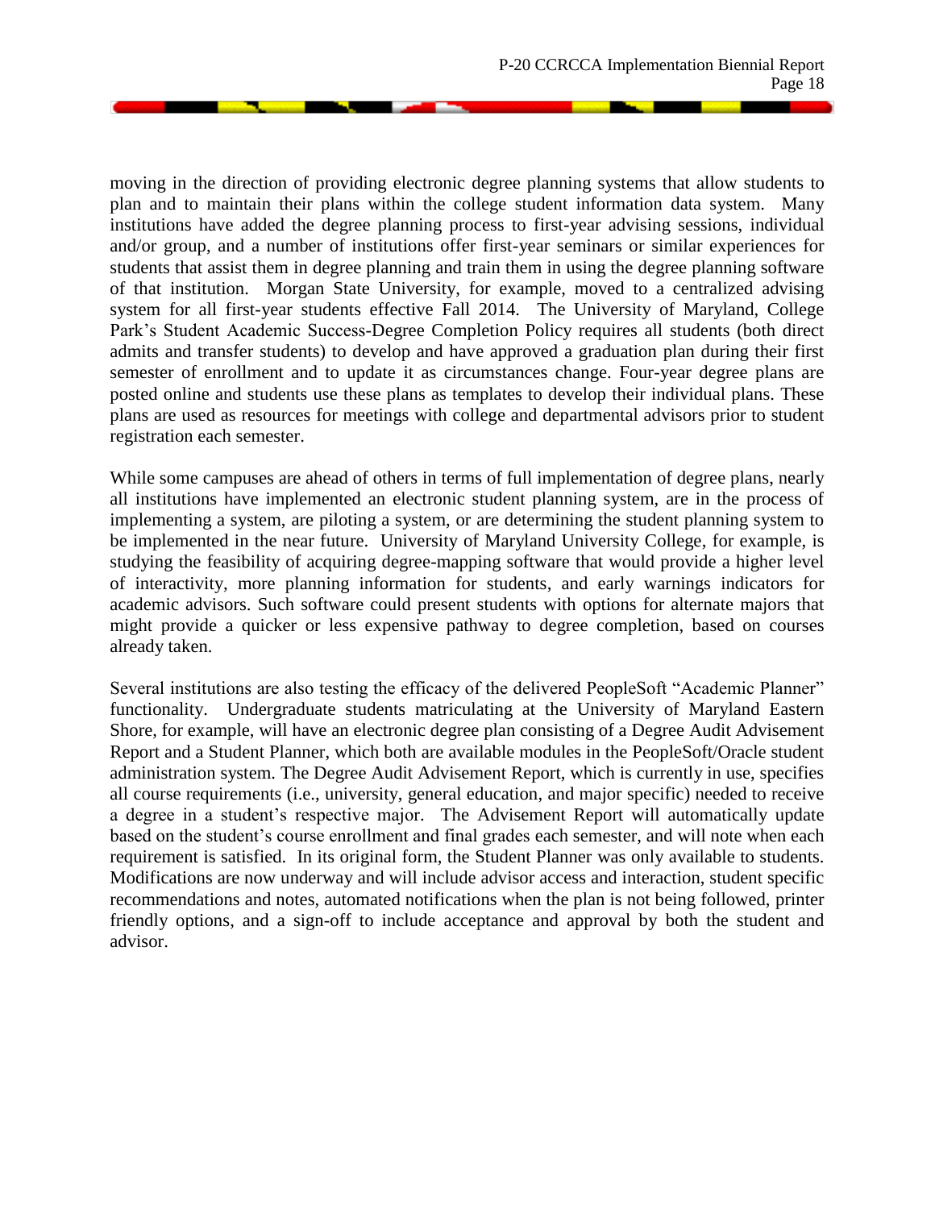moving in the direction of providing electronic degree planning systems that allow students to plan and to maintain their plans within the college student information data system. Many institutions have added the degree planning process to first-year advising sessions, individual and/or group, and a number of institutions offer first-year seminars or similar experiences for students that assist them in degree planning and train them in using the degree planning software of that institution. Morgan State University, for example, moved to a centralized advising system for all first-year students effective Fall 2014. The University of Maryland, College Park's Student Academic Success-Degree Completion Policy requires all students (both direct admits and transfer students) to develop and have approved a graduation plan during their first semester of enrollment and to update it as circumstances change. Four-year degree plans are posted online and students use these plans as templates to develop their individual plans. These plans are used as resources for meetings with college and departmental advisors prior to student registration each semester.

While some campuses are ahead of others in terms of full implementation of degree plans, nearly all institutions have implemented an electronic student planning system, are in the process of implementing a system, are piloting a system, or are determining the student planning system to be implemented in the near future. University of Maryland University College, for example, is studying the feasibility of acquiring degree-mapping software that would provide a higher level of interactivity, more planning information for students, and early warnings indicators for academic advisors. Such software could present students with options for alternate majors that might provide a quicker or less expensive pathway to degree completion, based on courses already taken.

Several institutions are also testing the efficacy of the delivered PeopleSoft "Academic Planner" functionality. Undergraduate students matriculating at the University of Maryland Eastern Shore, for example, will have an electronic degree plan consisting of a Degree Audit Advisement Report and a Student Planner, which both are available modules in the PeopleSoft/Oracle student administration system. The Degree Audit Advisement Report, which is currently in use, specifies all course requirements (i.e., university, general education, and major specific) needed to receive a degree in a student's respective major. The Advisement Report will automatically update based on the student's course enrollment and final grades each semester, and will note when each requirement is satisfied. In its original form, the Student Planner was only available to students. Modifications are now underway and will include advisor access and interaction, student specific recommendations and notes, automated notifications when the plan is not being followed, printer friendly options, and a sign-off to include acceptance and approval by both the student and advisor.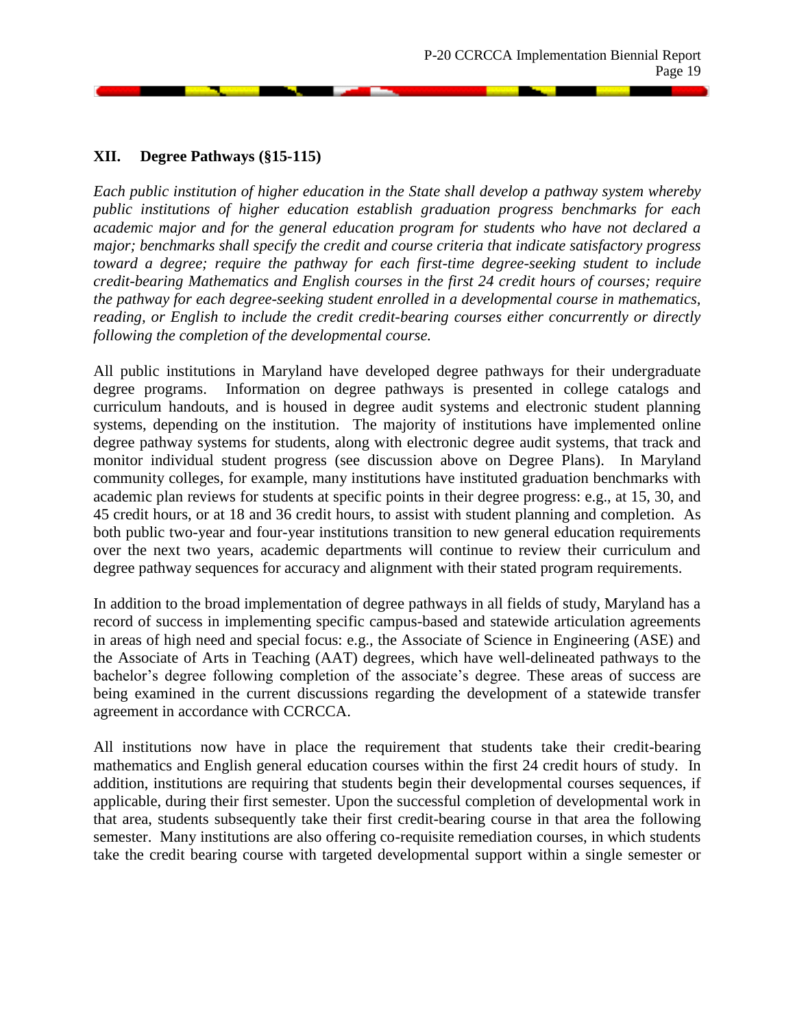## XII. Degree Pathways (§15-115)

*Each public institution of higher education in the State shall develop a pathway system whereby public institutions of higher education establish graduation progress benchmarks for each academic major and for the general education program for students who have not declared a major; benchmarks shall specify the credit and course criteria that indicate satisfactory progress toward a degree; require the pathway for each first-time degree-seeking student to include credit-bearing Mathematics and English courses in the first 24 credit hours of courses; require the pathway for each degree-seeking student enrolled in a developmental course in mathematics, reading, or English to include the credit credit-bearing courses either concurrently or directly following the completion of the developmental course.*

All public institutions in Maryland have developed degree pathways for their undergraduate degree programs. Information on degree pathways is presented in college catalogs and curriculum handouts, and is housed in degree audit systems and electronic student planning systems, depending on the institution. The majority of institutions have implemented online degree pathway systems for students, along with electronic degree audit systems, that track and monitor individual student progress (see discussion above on Degree Plans). In Maryland community colleges, for example, many institutions have instituted graduation benchmarks with academic plan reviews for students at specific points in their degree progress: e.g., at 15, 30, and 45 credit hours, or at 18 and 36 credit hours, to assist with student planning and completion. As both public two-year and four-year institutions transition to new general education requirements over the next two years, academic departments will continue to review their curriculum and degree pathway sequences for accuracy and alignment with their stated program requirements.

In addition to the broad implementation of degree pathways in all fields of study, Maryland has a record of success in implementing specific campus-based and statewide articulation agreements in areas of high need and special focus: e.g., the Associate of Science in Engineering (ASE) and the Associate of Arts in Teaching (AAT) degrees, which have well-delineated pathways to the bachelor's degree following completion of the associate's degree. These areas of success are being examined in the current discussions regarding the development of a statewide transfer agreement in accordance with CCRCCA.

All institutions now have in place the requirement that students take their credit-bearing mathematics and English general education courses within the first 24 credit hours of study. In addition, institutions are requiring that students begin their developmental courses sequences, if applicable, during their first semester. Upon the successful completion of developmental work in that area, students subsequently take their first credit-bearing course in that area the following semester. Many institutions are also offering co-requisite remediation courses, in which students take the credit bearing course with targeted developmental support within a single semester or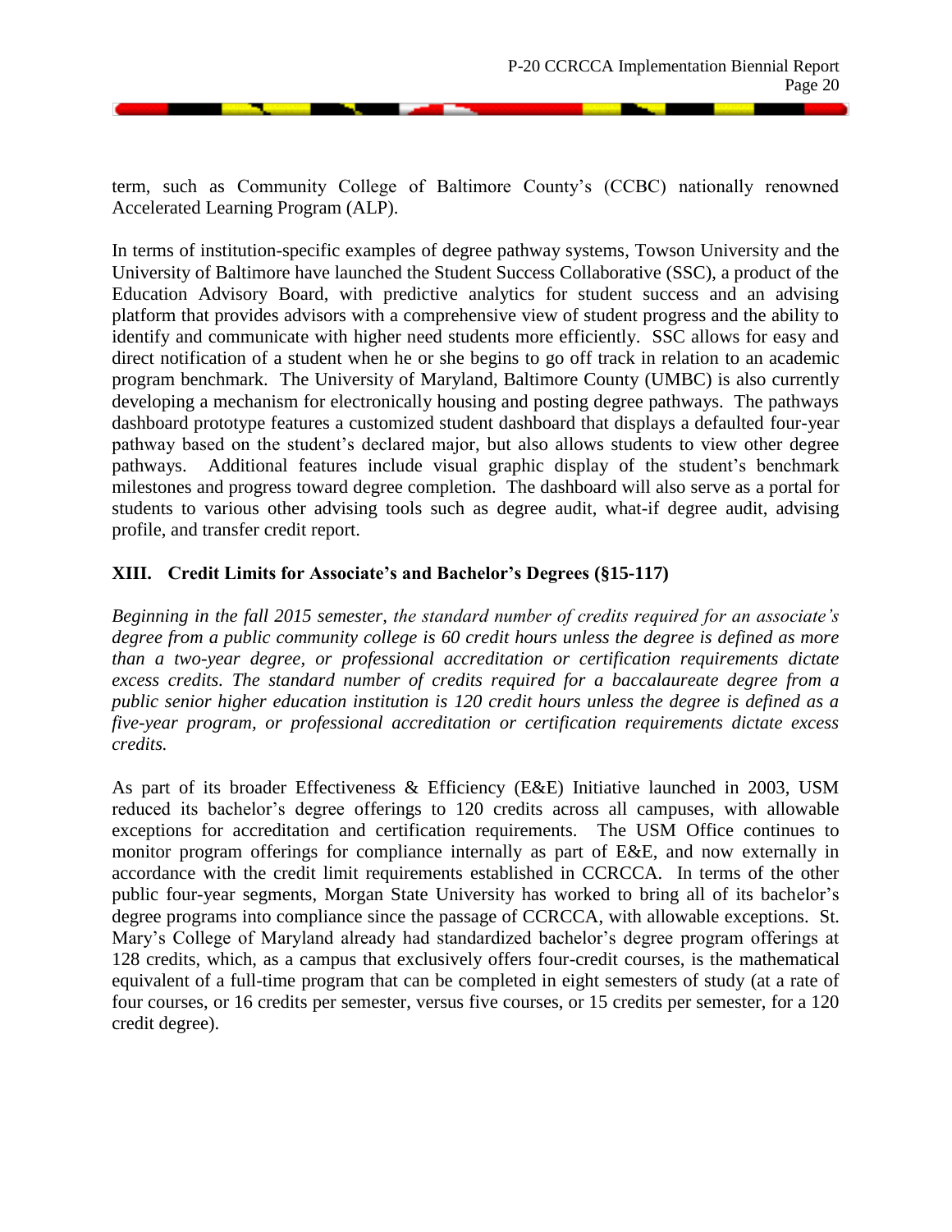term, such as Community College of Baltimore County's (CCBC) nationally renowned Accelerated Learning Program (ALP).

In terms of institution-specific examples of degree pathway systems, Towson University and the University of Baltimore have launched the Student Success Collaborative (SSC), a product of the Education Advisory Board, with predictive analytics for student success and an advising platform that provides advisors with a comprehensive view of student progress and the ability to identify and communicate with higher need students more efficiently. SSC allows for easy and direct notification of a student when he or she begins to go off track in relation to an academic program benchmark. The University of Maryland, Baltimore County (UMBC) is also currently developing a mechanism for electronically housing and posting degree pathways. The pathways dashboard prototype features a customized student dashboard that displays a defaulted four-year pathway based on the student's declared major, but also allows students to view other degree pathways. Additional features include visual graphic display of the student's benchmark milestones and progress toward degree completion. The dashboard will also serve as a portal for students to various other advising tools such as degree audit, what-if degree audit, advising profile, and transfer credit report.

## XIII. Credit Limits for Associate's and Bachelor's Degrees (§15-117)

*Beginning in the fall 2015 semester, the standard number of credits required for an associate's degree from a public community college is 60 credit hours unless the degree is defined as more than a two-year degree, or professional accreditation or certification requirements dictate excess credits. The standard number of credits required for a baccalaureate degree from a public senior higher education institution is 120 credit hours unless the degree is defined as a five-year program, or professional accreditation or certification requirements dictate excess credits.*

As part of its broader Effectiveness & Efficiency (E&E) Initiative launched in 2003, USM reduced its bachelor's degree offerings to 120 credits across all campuses, with allowable exceptions for accreditation and certification requirements. The USM Office continues to monitor program offerings for compliance internally as part of E&E, and now externally in accordance with the credit limit requirements established in CCRCCA. In terms of the other public four-year segments, Morgan State University has worked to bring all of its bachelor's degree programs into compliance since the passage of CCRCCA, with allowable exceptions. St. Mary's College of Maryland already had standardized bachelor's degree program offerings at 128 credits, which, as a campus that exclusively offers four-credit courses, is the mathematical equivalent of a full-time program that can be completed in eight semesters of study (at a rate of four courses, or 16 credits per semester, versus five courses, or 15 credits per semester, for a 120 credit degree).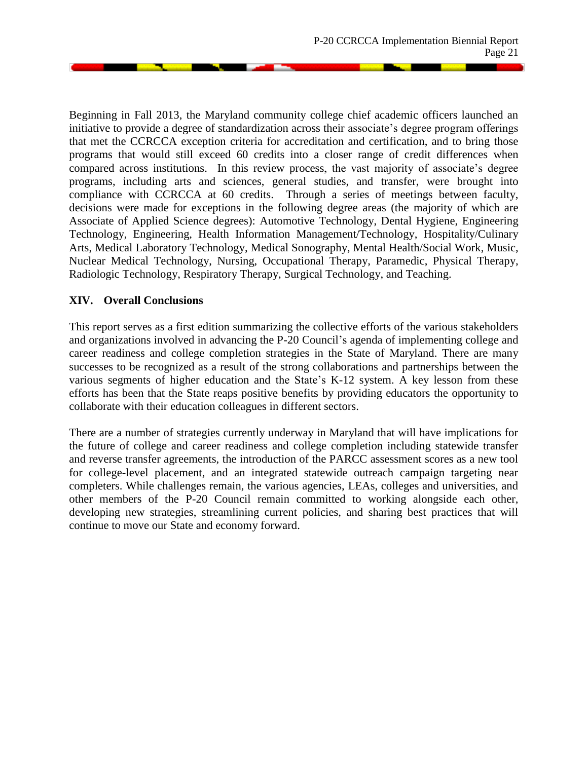Beginning in Fall 2013, the Maryland community college chief academic officers launched an initiative to provide a degree of standardization across their associate's degree program offerings that met the CCRCCA exception criteria for accreditation and certification, and to bring those programs that would still exceed 60 credits into a closer range of credit differences when compared across institutions. In this review process, the vast majority of associate's degree programs, including arts and sciences, general studies, and transfer, were brought into compliance with CCRCCA at 60 credits. Through a series of meetings between faculty, decisions were made for exceptions in the following degree areas (the majority of which are Associate of Applied Science degrees): Automotive Technology, Dental Hygiene, Engineering Technology, Engineering, Health Information Management/Technology, Hospitality/Culinary Arts, Medical Laboratory Technology, Medical Sonography, Mental Health/Social Work, Music, Nuclear Medical Technology, Nursing, Occupational Therapy, Paramedic, Physical Therapy, Radiologic Technology, Respiratory Therapy, Surgical Technology, and Teaching.

## XIV. Overall Conclusions

This report serves as a first edition summarizing the collective efforts of the various stakeholders and organizations involved in advancing the P-20 Council's agenda of implementing college and career readiness and college completion strategies in the State of Maryland. There are many successes to be recognized as a result of the strong collaborations and partnerships between the various segments of higher education and the State's K-12 system. A key lesson from these efforts has been that the State reaps positive benefits by providing educators the opportunity to collaborate with their education colleagues in different sectors.

There are a number of strategies currently underway in Maryland that will have implications for the future of college and career readiness and college completion including statewide transfer and reverse transfer agreements, the introduction of the PARCC assessment scores as a new tool for college-level placement, and an integrated statewide outreach campaign targeting near completers. While challenges remain, the various agencies, LEAs, colleges and universities, and other members of the P-20 Council remain committed to working alongside each other, developing new strategies, streamlining current policies, and sharing best practices that will continue to move our State and economy forward.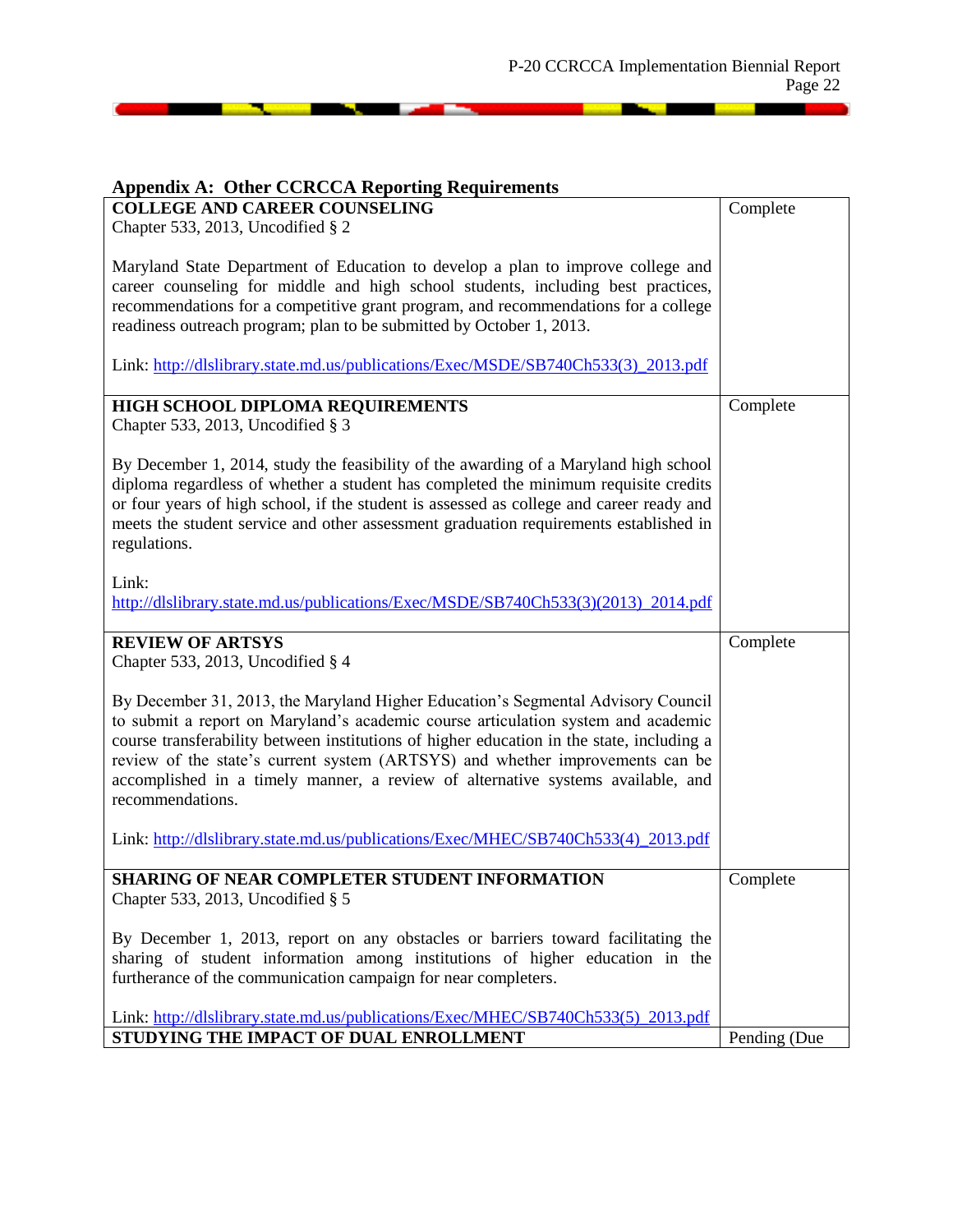## Appendix A: Other CCRCCA Reporting Requirements

| | |
|---|---|
| **COLLEGE AND CAREER COUNSELING**<br>Chapter 533, 2013, Uncodified § 2<br><br>Maryland State Department of Education to develop a plan to improve college and career counseling for middle and high school students, including best practices, recommendations for a competitive grant program, and recommendations for a college readiness outreach program; plan to be submitted by October 1, 2013.<br><br>Link: http://dlslibrary.state.md.us/publications/Exec/MSDE/SB740Ch533(3)_2013.pdf | Complete |
| **HIGH SCHOOL DIPLOMA REQUIREMENTS**<br>Chapter 533, 2013, Uncodified § 3<br><br>By December 1, 2014, study the feasibility of the awarding of a Maryland high school diploma regardless of whether a student has completed the minimum requisite credits or four years of high school, if the student is assessed as college and career ready and meets the student service and other assessment graduation requirements established in regulations.<br><br>Link:<br>http://dlslibrary.state.md.us/publications/Exec/MSDE/SB740Ch533(3)(2013)_2014.pdf | Complete |
| **REVIEW OF ARTSYS**<br>Chapter 533, 2013, Uncodified § 4<br><br>By December 31, 2013, the Maryland Higher Education's Segmental Advisory Council to submit a report on Maryland's academic course articulation system and academic course transferability between institutions of higher education in the state, including a review of the state's current system (ARTSYS) and whether improvements can be accomplished in a timely manner, a review of alternative systems available, and recommendations.<br><br>Link: http://dlslibrary.state.md.us/publications/Exec/MHEC/SB740Ch533(4)_2013.pdf | Complete |
| **SHARING OF NEAR COMPLETER STUDENT INFORMATION**<br>Chapter 533, 2013, Uncodified § 5<br><br>By December 1, 2013, report on any obstacles or barriers toward facilitating the sharing of student information among institutions of higher education in the furtherance of the communication campaign for near completers.<br><br>Link: http://dlslibrary.state.md.us/publications/Exec/MHEC/SB740Ch533(5)_2013.pdf | Complete |
| **STUDYING THE IMPACT OF DUAL ENROLLMENT** | Pending (Due |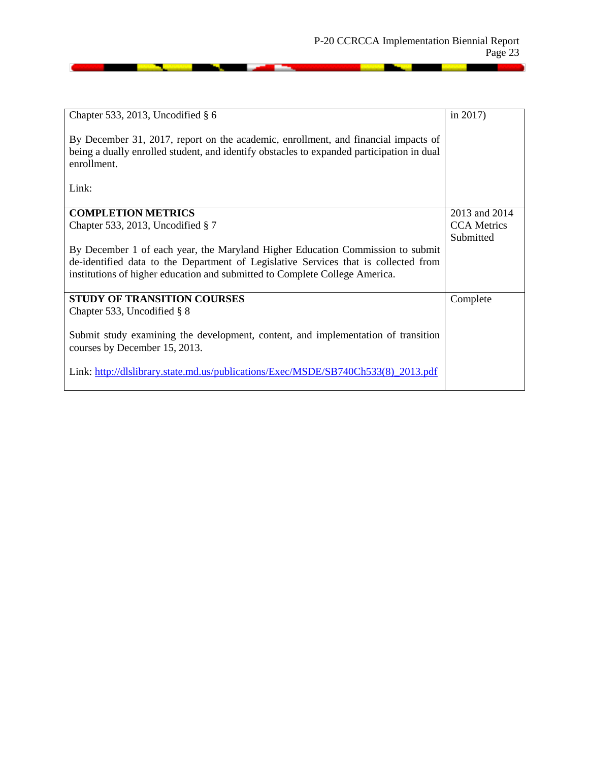| | |
|---|---|
| Chapter 533, 2013, Uncodified § 6<br><br>By December 31, 2017, report on the academic, enrollment, and financial impacts of being a dually enrolled student, and identify obstacles to expanded participation in dual enrollment.<br><br>Link: | in 2017) |
| **COMPLETION METRICS**<br>Chapter 533, 2013, Uncodified § 7<br><br>By December 1 of each year, the Maryland Higher Education Commission to submit de-identified data to the Department of Legislative Services that is collected from institutions of higher education and submitted to Complete College America. | 2013 and 2014 CCA Metrics Submitted |
| **STUDY OF TRANSITION COURSES**<br>Chapter 533, Uncodified § 8<br><br>Submit study examining the development, content, and implementation of transition courses by December 15, 2013.<br><br>Link: http://dlslibrary.state.md.us/publications/Exec/MSDE/SB740Ch533(8)_2013.pdf | Complete |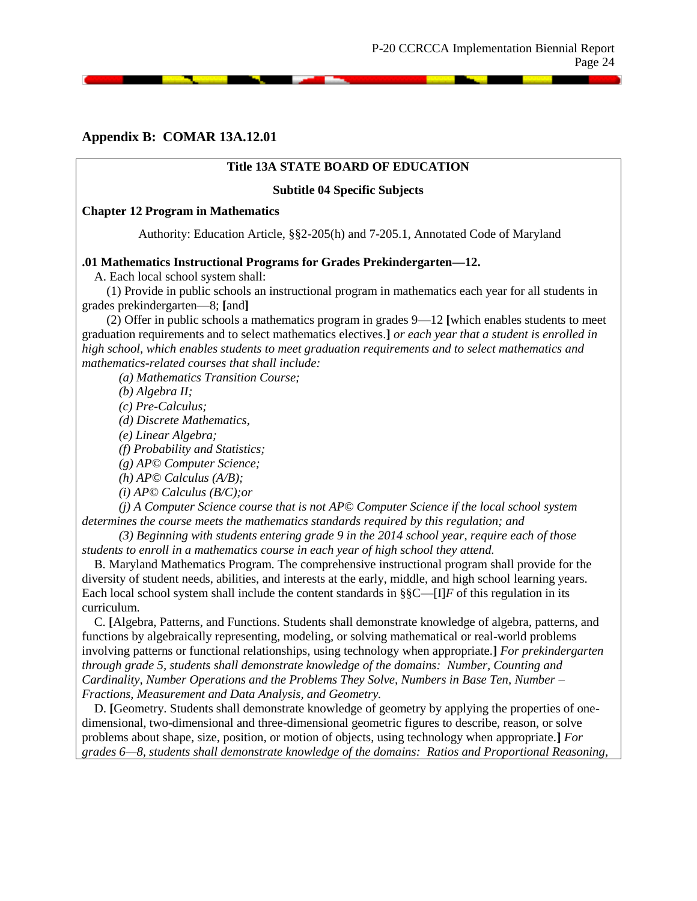## Appendix B: COMAR 13A.12.01

**Title 13A STATE BOARD OF EDUCATION**

**Subtitle 04 Specific Subjects**

**Chapter 12 Program in Mathematics**

Authority: Education Article, §§2-205(h) and 7-205.1, Annotated Code of Maryland

**.01 Mathematics Instructional Programs for Grades Prekindergarten—12.**

A. Each local school system shall:

(1) Provide in public schools an instructional program in mathematics each year for all students in grades prekindergarten—8; **[**and**]**

(2) Offer in public schools a mathematics program in grades 9—12 **[**which enables students to meet graduation requirements and to select mathematics electives.**]** *or each year that a student is enrolled in high school, which enables students to meet graduation requirements and to select mathematics and mathematics-related courses that shall include:*

*(a) Mathematics Transition Course;*

*(b) Algebra II;*

*(c) Pre-Calculus;*

*(d) Discrete Mathematics,*

*(e) Linear Algebra;*

*(f) Probability and Statistics;*

*(g) AP© Computer Science;*

*(h) AP© Calculus (A/B);*

*(i) AP© Calculus (B/C);or*

*(j) A Computer Science course that is not AP© Computer Science if the local school system determines the course meets the mathematics standards required by this regulation; and*

*(3) Beginning with students entering grade 9 in the 2014 school year, require each of those students to enroll in a mathematics course in each year of high school they attend.*

B. Maryland Mathematics Program. The comprehensive instructional program shall provide for the diversity of student needs, abilities, and interests at the early, middle, and high school learning years. Each local school system shall include the content standards in §§C—[I]*F* of this regulation in its curriculum.

C. **[**Algebra, Patterns, and Functions. Students shall demonstrate knowledge of algebra, patterns, and functions by algebraically representing, modeling, or solving mathematical or real-world problems involving patterns or functional relationships, using technology when appropriate.**]** *For prekindergarten through grade 5, students shall demonstrate knowledge of the domains: Number, Counting and Cardinality, Number Operations and the Problems They Solve, Numbers in Base Ten, Number – Fractions, Measurement and Data Analysis, and Geometry.*

D. **[**Geometry. Students shall demonstrate knowledge of geometry by applying the properties of one-dimensional, two-dimensional and three-dimensional geometric figures to describe, reason, or solve problems about shape, size, position, or motion of objects, using technology when appropriate.**]** *For grades 6—8, students shall demonstrate knowledge of the domains: Ratios and Proportional Reasoning,*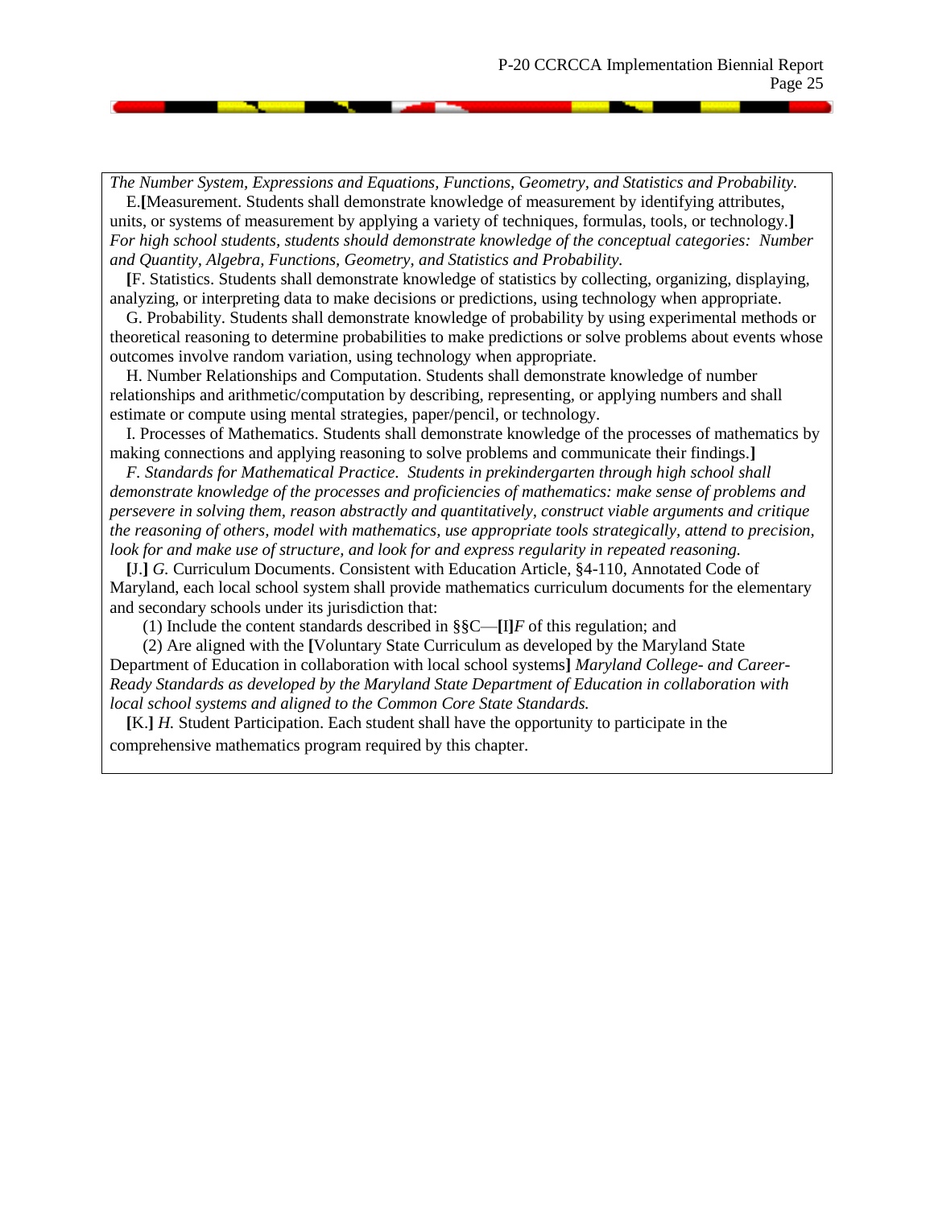*The Number System, Expressions and Equations, Functions, Geometry, and Statistics and Probability.*

E.**[**Measurement. Students shall demonstrate knowledge of measurement by identifying attributes, units, or systems of measurement by applying a variety of techniques, formulas, tools, or technology.**]** *For high school students, students should demonstrate knowledge of the conceptual categories: Number and Quantity, Algebra, Functions, Geometry, and Statistics and Probability.*

**[**F. Statistics. Students shall demonstrate knowledge of statistics by collecting, organizing, displaying, analyzing, or interpreting data to make decisions or predictions, using technology when appropriate.

G. Probability. Students shall demonstrate knowledge of probability by using experimental methods or theoretical reasoning to determine probabilities to make predictions or solve problems about events whose outcomes involve random variation, using technology when appropriate.

H. Number Relationships and Computation. Students shall demonstrate knowledge of number relationships and arithmetic/computation by describing, representing, or applying numbers and shall estimate or compute using mental strategies, paper/pencil, or technology.

I. Processes of Mathematics. Students shall demonstrate knowledge of the processes of mathematics by making connections and applying reasoning to solve problems and communicate their findings.**]**

*F. Standards for Mathematical Practice. Students in prekindergarten through high school shall demonstrate knowledge of the processes and proficiencies of mathematics: make sense of problems and persevere in solving them, reason abstractly and quantitatively, construct viable arguments and critique the reasoning of others, model with mathematics, use appropriate tools strategically, attend to precision, look for and make use of structure, and look for and express regularity in repeated reasoning.*

**[**J.**]** *G.* Curriculum Documents. Consistent with Education Article, §4-110, Annotated Code of Maryland, each local school system shall provide mathematics curriculum documents for the elementary and secondary schools under its jurisdiction that:

(1) Include the content standards described in §§C—**[**I**]***F* of this regulation; and

(2) Are aligned with the **[**Voluntary State Curriculum as developed by the Maryland State Department of Education in collaboration with local school systems**]** *Maryland College- and Career-Ready Standards as developed by the Maryland State Department of Education in collaboration with local school systems and aligned to the Common Core State Standards.*

**[**K.**]** *H.* Student Participation. Each student shall have the opportunity to participate in the comprehensive mathematics program required by this chapter.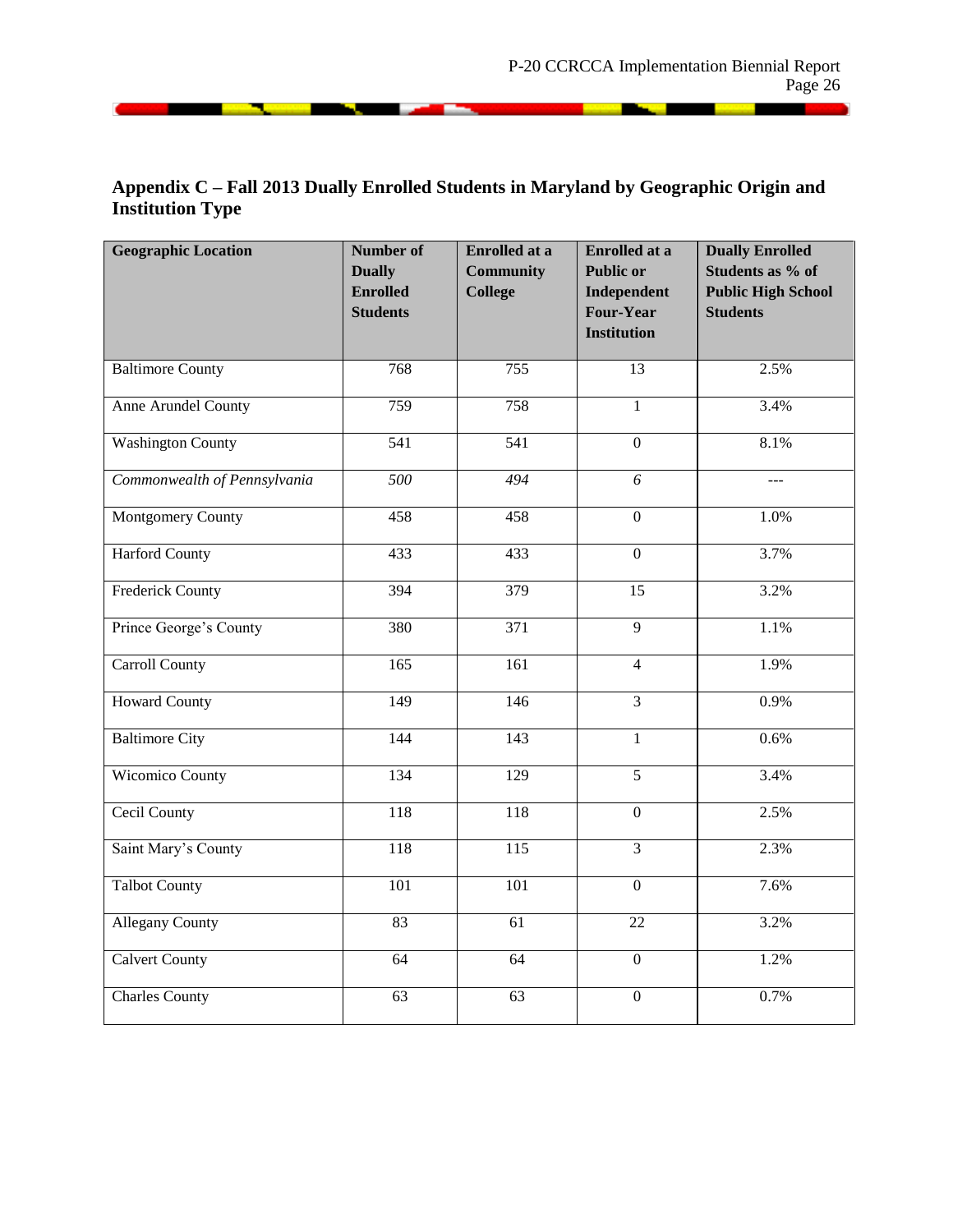## Appendix C – Fall 2013 Dually Enrolled Students in Maryland by Geographic Origin and Institution Type

| Geographic Location | Number of Dually Enrolled Students | Enrolled at a Community College | Enrolled at a Public or Independent Four-Year Institution | Dually Enrolled Students as % of Public High School Students |
|---|---|---|---|---|
| Baltimore County | 768 | 755 | 13 | 2.5% |
| Anne Arundel County | 759 | 758 | 1 | 3.4% |
| Washington County | 541 | 541 | 0 | 8.1% |
| *Commonwealth of Pennsylvania* | *500* | *494* | *6* | --- |
| Montgomery County | 458 | 458 | 0 | 1.0% |
| Harford County | 433 | 433 | 0 | 3.7% |
| Frederick County | 394 | 379 | 15 | 3.2% |
| Prince George's County | 380 | 371 | 9 | 1.1% |
| Carroll County | 165 | 161 | 4 | 1.9% |
| Howard County | 149 | 146 | 3 | 0.9% |
| Baltimore City | 144 | 143 | 1 | 0.6% |
| Wicomico County | 134 | 129 | 5 | 3.4% |
| Cecil County | 118 | 118 | 0 | 2.5% |
| Saint Mary's County | 118 | 115 | 3 | 2.3% |
| Talbot County | 101 | 101 | 0 | 7.6% |
| Allegany County | 83 | 61 | 22 | 3.2% |
| Calvert County | 64 | 64 | 0 | 1.2% |
| Charles County | 63 | 63 | 0 | 0.7% |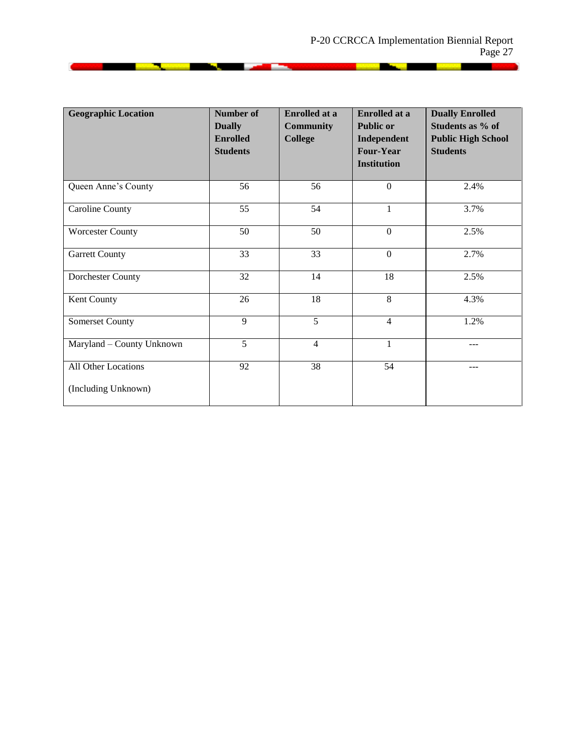| Geographic Location | Number of Dually Enrolled Students | Enrolled at a Community College | Enrolled at a Public or Independent Four-Year Institution | Dually Enrolled Students as % of Public High School Students |
|---|---|---|---|---|
| Queen Anne's County | 56 | 56 | 0 | 2.4% |
| Caroline County | 55 | 54 | 1 | 3.7% |
| Worcester County | 50 | 50 | 0 | 2.5% |
| Garrett County | 33 | 33 | 0 | 2.7% |
| Dorchester County | 32 | 14 | 18 | 2.5% |
| Kent County | 26 | 18 | 8 | 4.3% |
| Somerset County | 9 | 5 | 4 | 1.2% |
| Maryland – County Unknown | 5 | 4 | 1 | --- |
| All Other Locations (Including Unknown) | 92 | 38 | 54 | --- |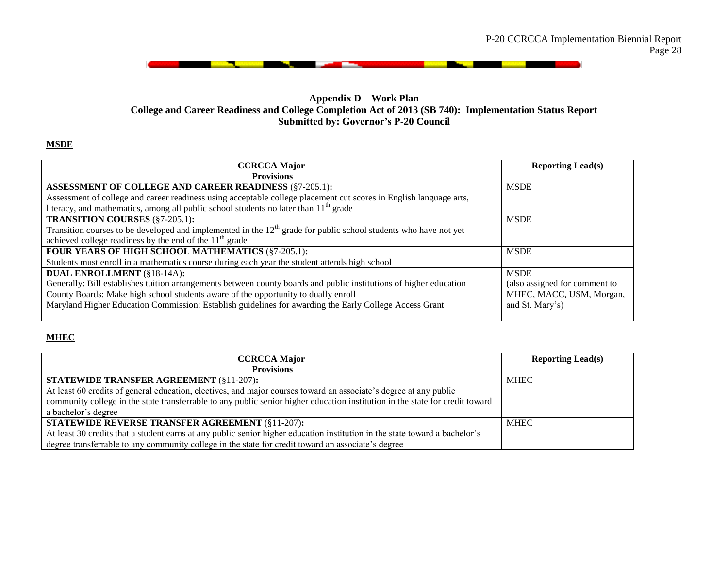## Appendix D – Work Plan

## College and Career Readiness and College Completion Act of 2013 (SB 740): Implementation Status Report

## Submitted by: Governor's P-20 Council

**MSDE**

| CCRCCA Major Provisions | Reporting Lead(s) |
|---|---|
| **ASSESSMENT OF COLLEGE AND CAREER READINESS** (§7-205.1)**:** Assessment of college and career readiness using acceptable college placement cut scores in English language arts, literacy, and mathematics, among all public school students no later than 11th grade | MSDE |
| **TRANSITION COURSES** (§7-205.1)**:** Transition courses to be developed and implemented in the 12th grade for public school students who have not yet achieved college readiness by the end of the 11th grade | MSDE |
| **FOUR YEARS OF HIGH SCHOOL MATHEMATICS** (§7-205.1)**:** Students must enroll in a mathematics course during each year the student attends high school | MSDE |
| **DUAL ENROLLMENT** (§18-14A)**:** Generally: Bill establishes tuition arrangements between county boards and public institutions of higher education County Boards: Make high school students aware of the opportunity to dually enroll Maryland Higher Education Commission: Establish guidelines for awarding the Early College Access Grant | MSDE (also assigned for comment to MHEC, MACC, USM, Morgan, and St. Mary's) |

**MHEC**

| CCRCCA Major Provisions | Reporting Lead(s) |
|---|---|
| **STATEWIDE TRANSFER AGREEMENT** (§11-207)**:** At least 60 credits of general education, electives, and major courses toward an associate's degree at any public community college in the state transferrable to any public senior higher education institution in the state for credit toward a bachelor's degree | MHEC |
| **STATEWIDE REVERSE TRANSFER AGREEMENT** (§11-207)**:** At least 30 credits that a student earns at any public senior higher education institution in the state toward a bachelor's degree transferrable to any community college in the state for credit toward an associate's degree | MHEC |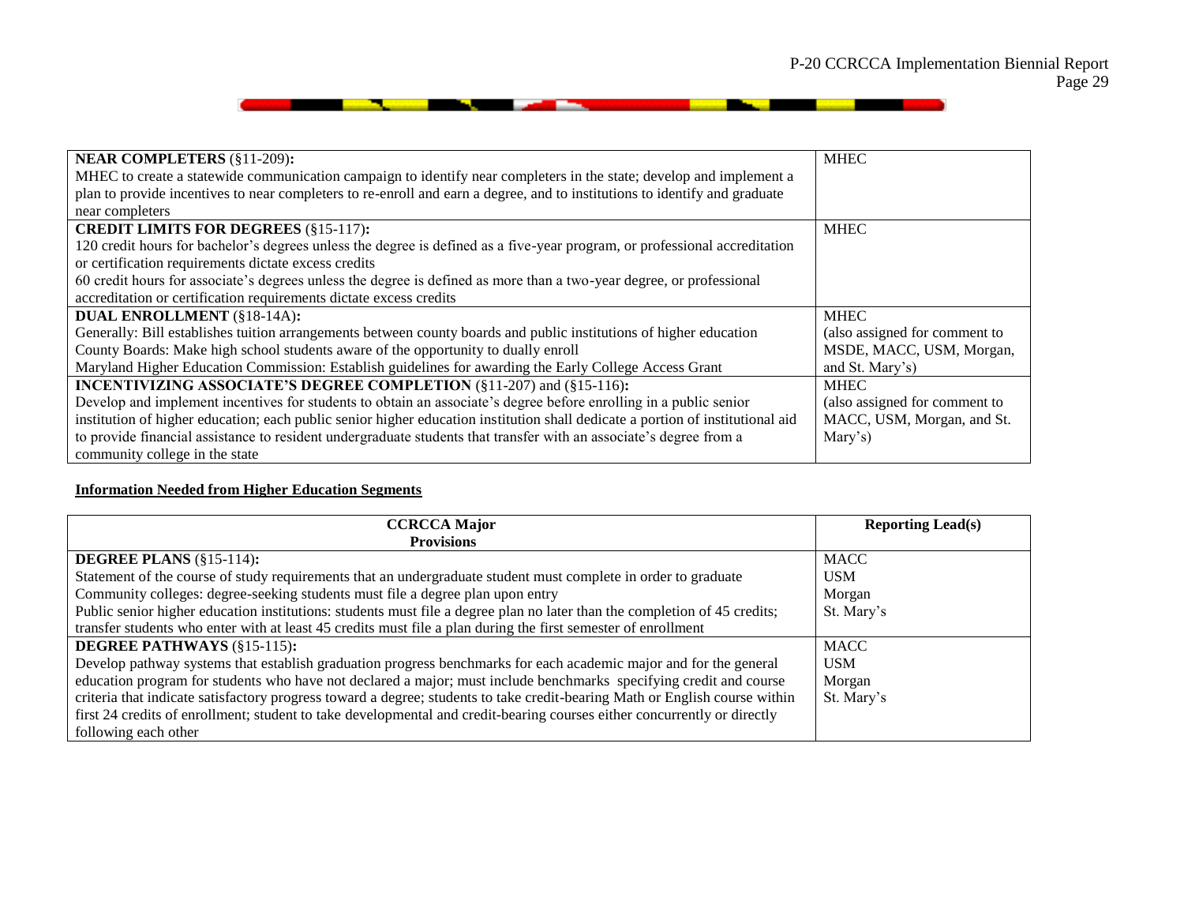| | |
|---|---|
| **NEAR COMPLETERS** (§11-209)**:**<br>MHEC to create a statewide communication campaign to identify near completers in the state; develop and implement a plan to provide incentives to near completers to re-enroll and earn a degree, and to institutions to identify and graduate near completers | MHEC |
| **CREDIT LIMITS FOR DEGREES** (§15-117)**:**<br>120 credit hours for bachelor's degrees unless the degree is defined as a five-year program, or professional accreditation or certification requirements dictate excess credits<br>60 credit hours for associate's degrees unless the degree is defined as more than a two-year degree, or professional accreditation or certification requirements dictate excess credits | MHEC |
| **DUAL ENROLLMENT** (§18-14A)**:**<br>Generally: Bill establishes tuition arrangements between county boards and public institutions of higher education<br>County Boards: Make high school students aware of the opportunity to dually enroll<br>Maryland Higher Education Commission: Establish guidelines for awarding the Early College Access Grant | MHEC<br>(also assigned for comment to MSDE, MACC, USM, Morgan, and St. Mary's) |
| **INCENTIVIZING ASSOCIATE'S DEGREE COMPLETION** (§11-207) and (§15-116)**:**<br>Develop and implement incentives for students to obtain an associate's degree before enrolling in a public senior institution of higher education; each public senior higher education institution shall dedicate a portion of institutional aid to provide financial assistance to resident undergraduate students that transfer with an associate's degree from a community college in the state | MHEC<br>(also assigned for comment to MACC, USM, Morgan, and St. Mary's) |

**Information Needed from Higher Education Segments**

| CCRCCA Major Provisions | Reporting Lead(s) |
|---|---|
| **DEGREE PLANS** (§15-114)**:**<br>Statement of the course of study requirements that an undergraduate student must complete in order to graduate<br>Community colleges: degree-seeking students must file a degree plan upon entry<br>Public senior higher education institutions: students must file a degree plan no later than the completion of 45 credits; transfer students who enter with at least 45 credits must file a plan during the first semester of enrollment | MACC<br>USM<br>Morgan<br>St. Mary's |
| **DEGREE PATHWAYS** (§15-115)**:**<br>Develop pathway systems that establish graduation progress benchmarks for each academic major and for the general education program for students who have not declared a major; must include benchmarks specifying credit and course criteria that indicate satisfactory progress toward a degree; students to take credit-bearing Math or English course within first 24 credits of enrollment; student to take developmental and credit-bearing courses either concurrently or directly following each other | MACC<br>USM<br>Morgan<br>St. Mary's |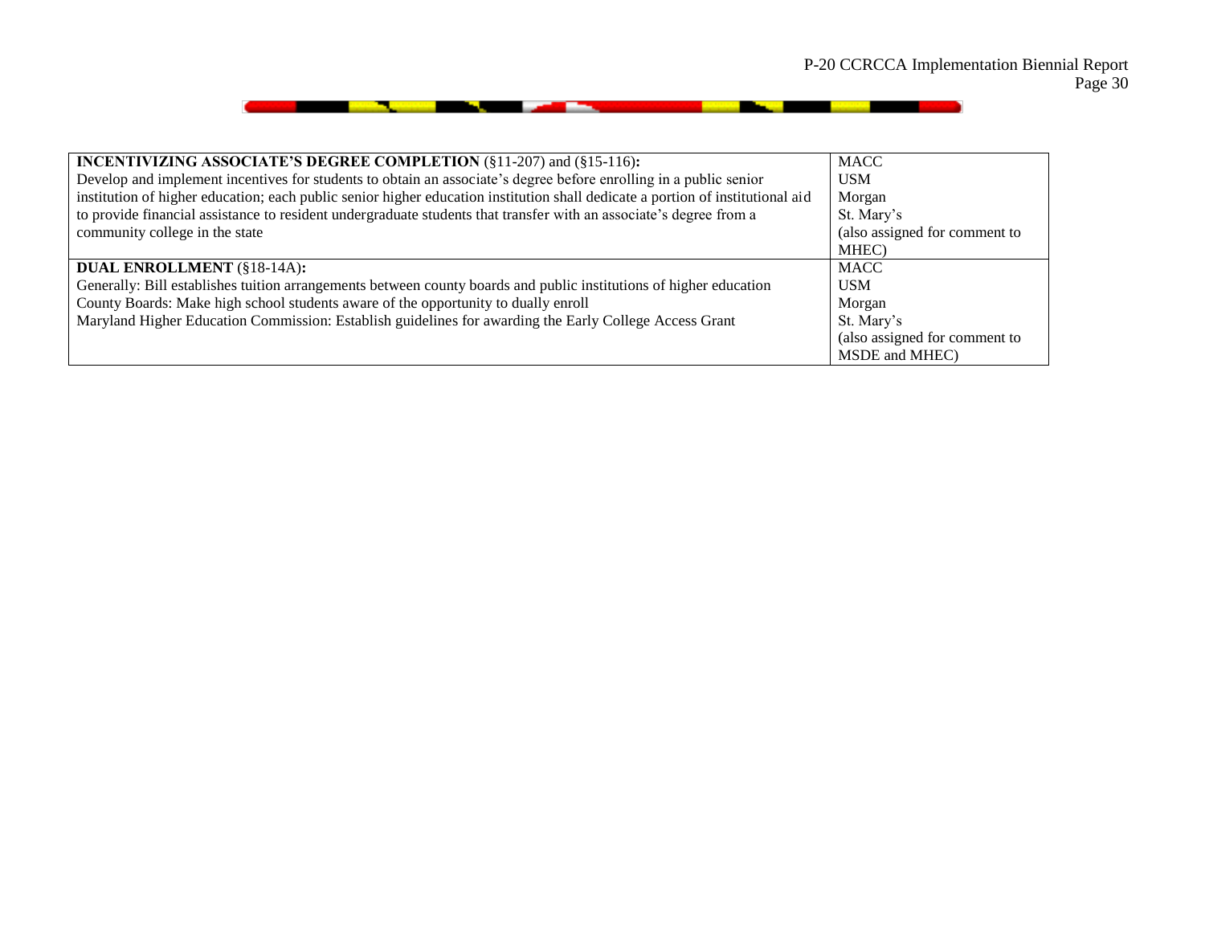| | |
|---|---|
| **INCENTIVIZING ASSOCIATE'S DEGREE COMPLETION** (§11-207) and (§15-116)**:**<br>Develop and implement incentives for students to obtain an associate's degree before enrolling in a public senior institution of higher education; each public senior higher education institution shall dedicate a portion of institutional aid to provide financial assistance to resident undergraduate students that transfer with an associate's degree from a community college in the state | MACC<br>USM<br>Morgan<br>St. Mary's<br>(also assigned for comment to MHEC) |
| **DUAL ENROLLMENT** (§18-14A)**:**<br>Generally: Bill establishes tuition arrangements between county boards and public institutions of higher education<br>County Boards: Make high school students aware of the opportunity to dually enroll<br>Maryland Higher Education Commission: Establish guidelines for awarding the Early College Access Grant | MACC<br>USM<br>Morgan<br>St. Mary's<br>(also assigned for comment to MSDE and MHEC) |